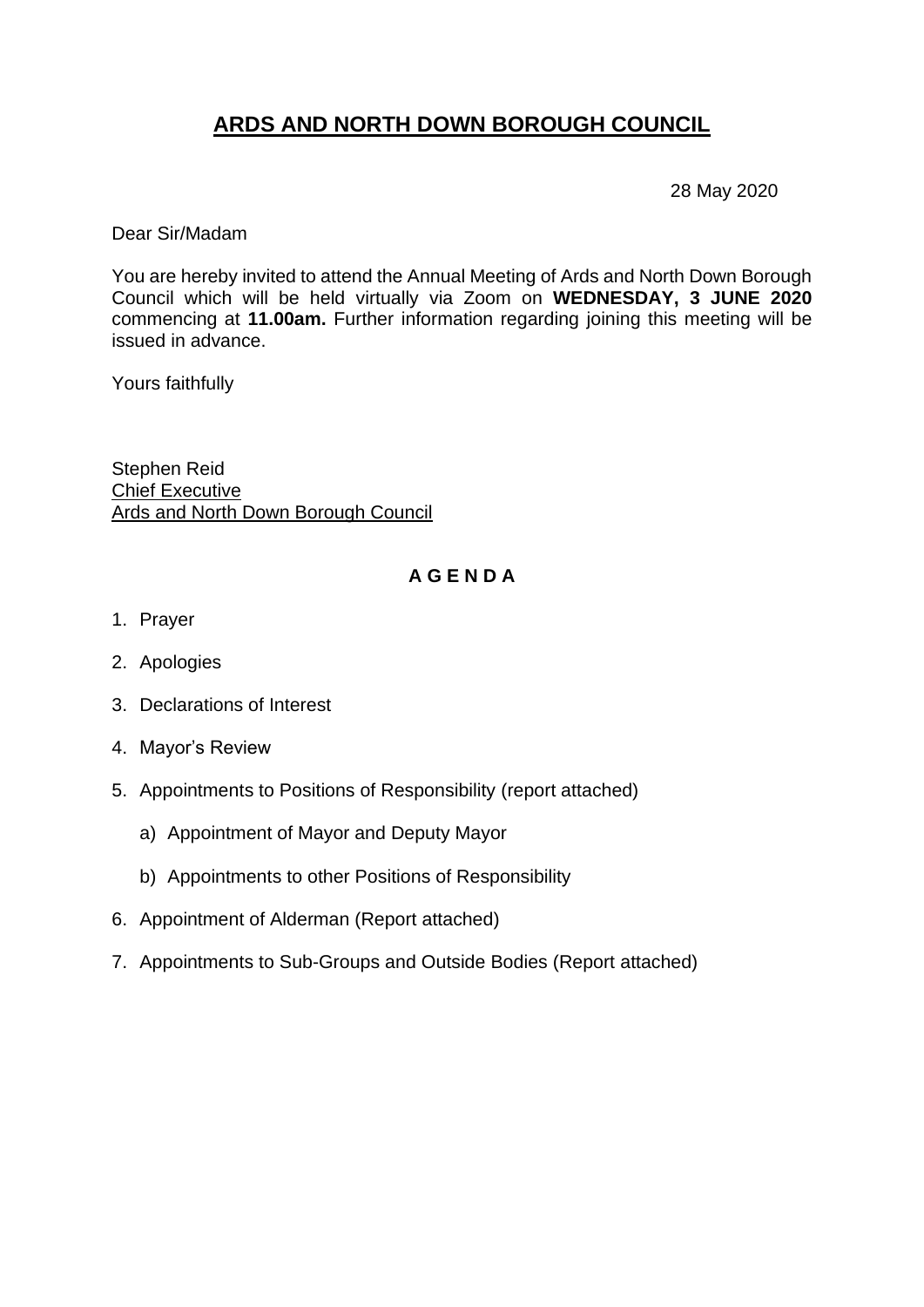# ARDS AND NORTH DOWN BOROUGH COUNCIL

28 May 2020

Dear Sir/Madam

You are hereby invited to attend the Annual Meeting of Ards and North Down Borough Council which will be held virtually via Zoom on **WEDNESDAY, 3 JUNE 2020** commencing at **11.00am.** Further information regarding joining this meeting will be issued in advance.

Yours faithfully

Stephen Reid
Chief Executive
Ards and North Down Borough Council

## A G E N D A

1. Prayer
2. Apologies
3. Declarations of Interest
4. Mayor's Review
5. Appointments to Positions of Responsibility (report attached)
    a) Appointment of Mayor and Deputy Mayor
    b) Appointments to other Positions of Responsibility
6. Appointment of Alderman (Report attached)
7. Appointments to Sub-Groups and Outside Bodies (Report attached)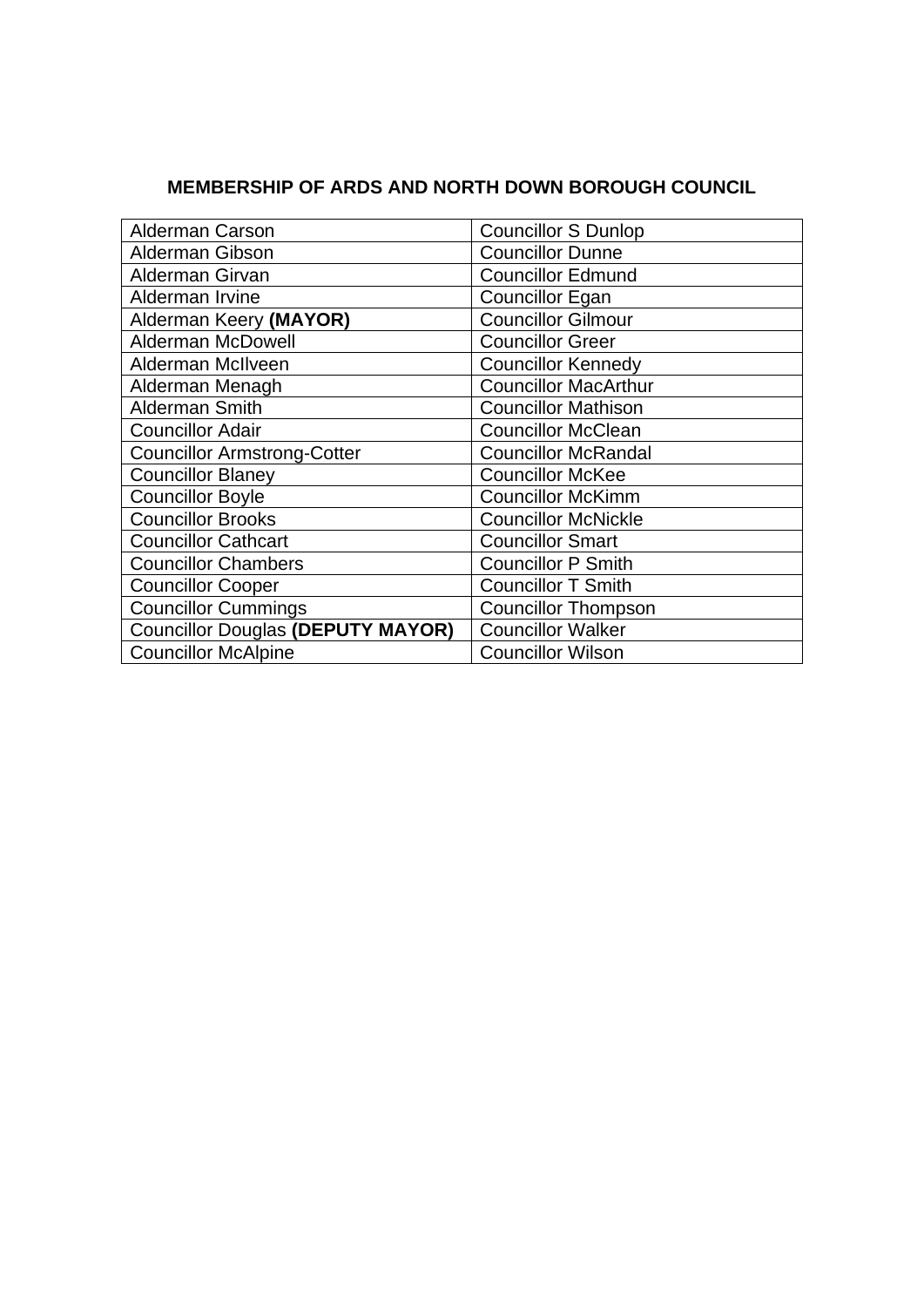**MEMBERSHIP OF ARDS AND NORTH DOWN BOROUGH COUNCIL**

| | |
|---|---|
| Alderman Carson | Councillor S Dunlop |
| Alderman Gibson | Councillor Dunne |
| Alderman Girvan | Councillor Edmund |
| Alderman Irvine | Councillor Egan |
| Alderman Keery **(MAYOR)** | Councillor Gilmour |
| Alderman McDowell | Councillor Greer |
| Alderman McIlveen | Councillor Kennedy |
| Alderman Menagh | Councillor MacArthur |
| Alderman Smith | Councillor Mathison |
| Councillor Adair | Councillor McClean |
| Councillor Armstrong-Cotter | Councillor McRandal |
| Councillor Blaney | Councillor McKee |
| Councillor Boyle | Councillor McKimm |
| Councillor Brooks | Councillor McNickle |
| Councillor Cathcart | Councillor Smart |
| Councillor Chambers | Councillor P Smith |
| Councillor Cooper | Councillor T Smith |
| Councillor Cummings | Councillor Thompson |
| Councillor Douglas **(DEPUTY MAYOR)** | Councillor Walker |
| Councillor McAlpine | Councillor Wilson |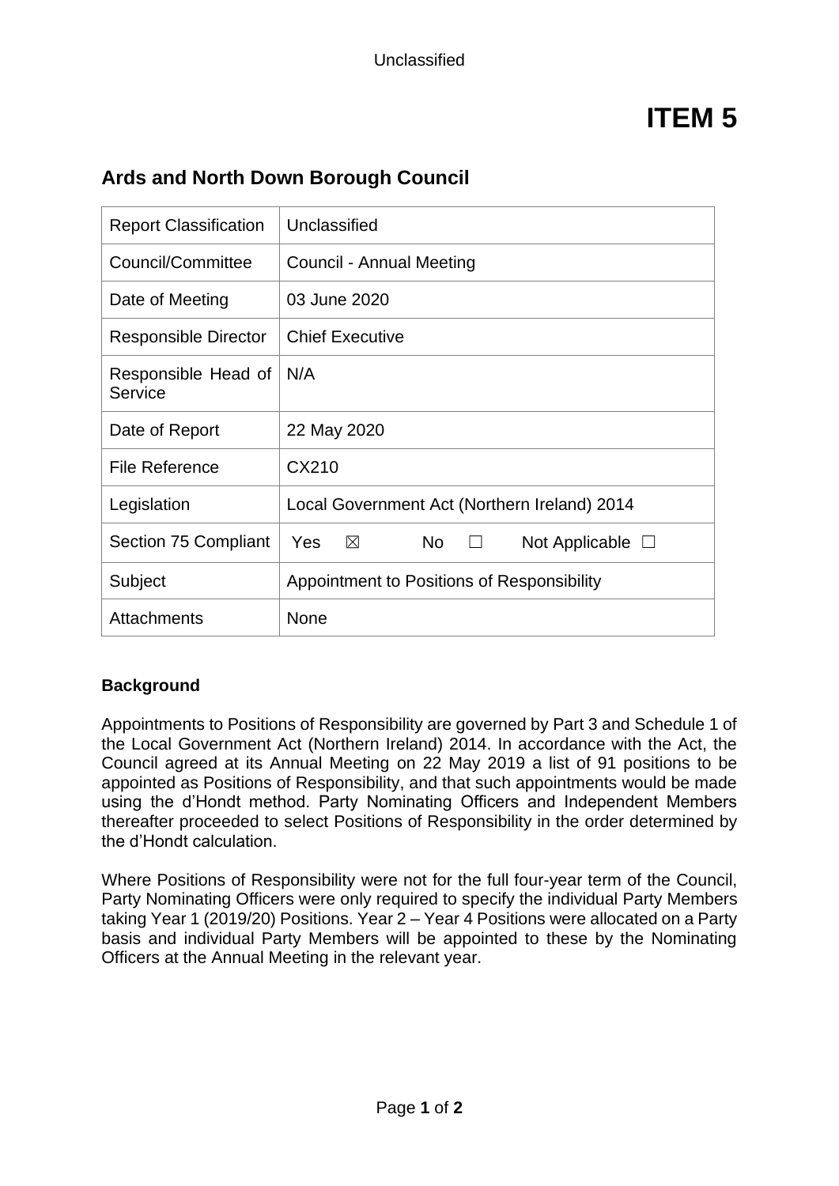# ITEM 5

## Ards and North Down Borough Council

| Report Classification | Unclassified |
|---|---|
| Council/Committee | Council - Annual Meeting |
| Date of Meeting | 03 June 2020 |
| Responsible Director | Chief Executive |
| Responsible Head of Service | N/A |
| Date of Report | 22 May 2020 |
| File Reference | CX210 |
| Legislation | Local Government Act (Northern Ireland) 2014 |
| Section 75 Compliant | Yes ☒ No ☐ Not Applicable ☐ |
| Subject | Appointment to Positions of Responsibility |
| Attachments | None |

**Background**

Appointments to Positions of Responsibility are governed by Part 3 and Schedule 1 of the Local Government Act (Northern Ireland) 2014. In accordance with the Act, the Council agreed at its Annual Meeting on 22 May 2019 a list of 91 positions to be appointed as Positions of Responsibility, and that such appointments would be made using the d'Hondt method. Party Nominating Officers and Independent Members thereafter proceeded to select Positions of Responsibility in the order determined by the d'Hondt calculation.

Where Positions of Responsibility were not for the full four-year term of the Council, Party Nominating Officers were only required to specify the individual Party Members taking Year 1 (2019/20) Positions. Year 2 – Year 4 Positions were allocated on a Party basis and individual Party Members will be appointed to these by the Nominating Officers at the Annual Meeting in the relevant year.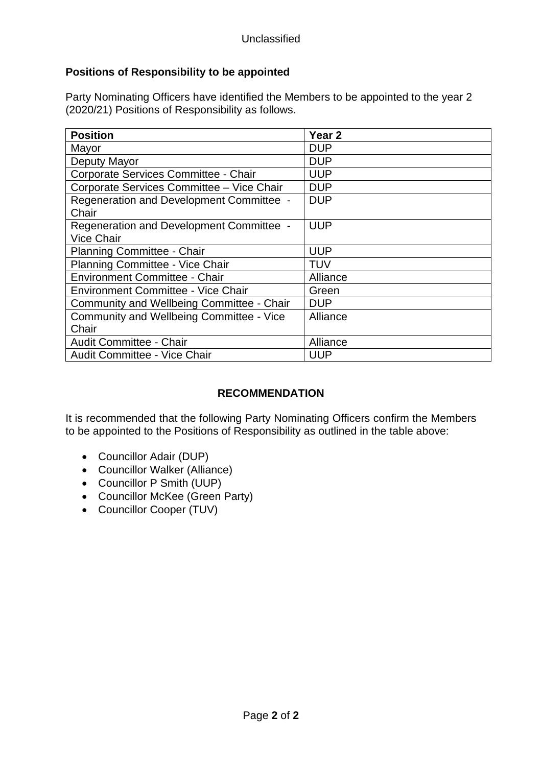Unclassified

**Positions of Responsibility to be appointed**

Party Nominating Officers have identified the Members to be appointed to the year 2 (2020/21) Positions of Responsibility as follows.

| Position | Year 2 |
| --- | --- |
| Mayor | DUP |
| Deputy Mayor | DUP |
| Corporate Services Committee - Chair | UUP |
| Corporate Services Committee – Vice Chair | DUP |
| Regeneration and Development Committee - Chair | DUP |
| Regeneration and Development Committee - Vice Chair | UUP |
| Planning Committee - Chair | UUP |
| Planning Committee - Vice Chair | TUV |
| Environment Committee - Chair | Alliance |
| Environment Committee - Vice Chair | Green |
| Community and Wellbeing Committee - Chair | DUP |
| Community and Wellbeing Committee - Vice Chair | Alliance |
| Audit Committee - Chair | Alliance |
| Audit Committee - Vice Chair | UUP |

**RECOMMENDATION**

It is recommended that the following Party Nominating Officers confirm the Members to be appointed to the Positions of Responsibility as outlined in the table above:

- Councillor Adair (DUP)
- Councillor Walker (Alliance)
- Councillor P Smith (UUP)
- Councillor McKee (Green Party)
- Councillor Cooper (TUV)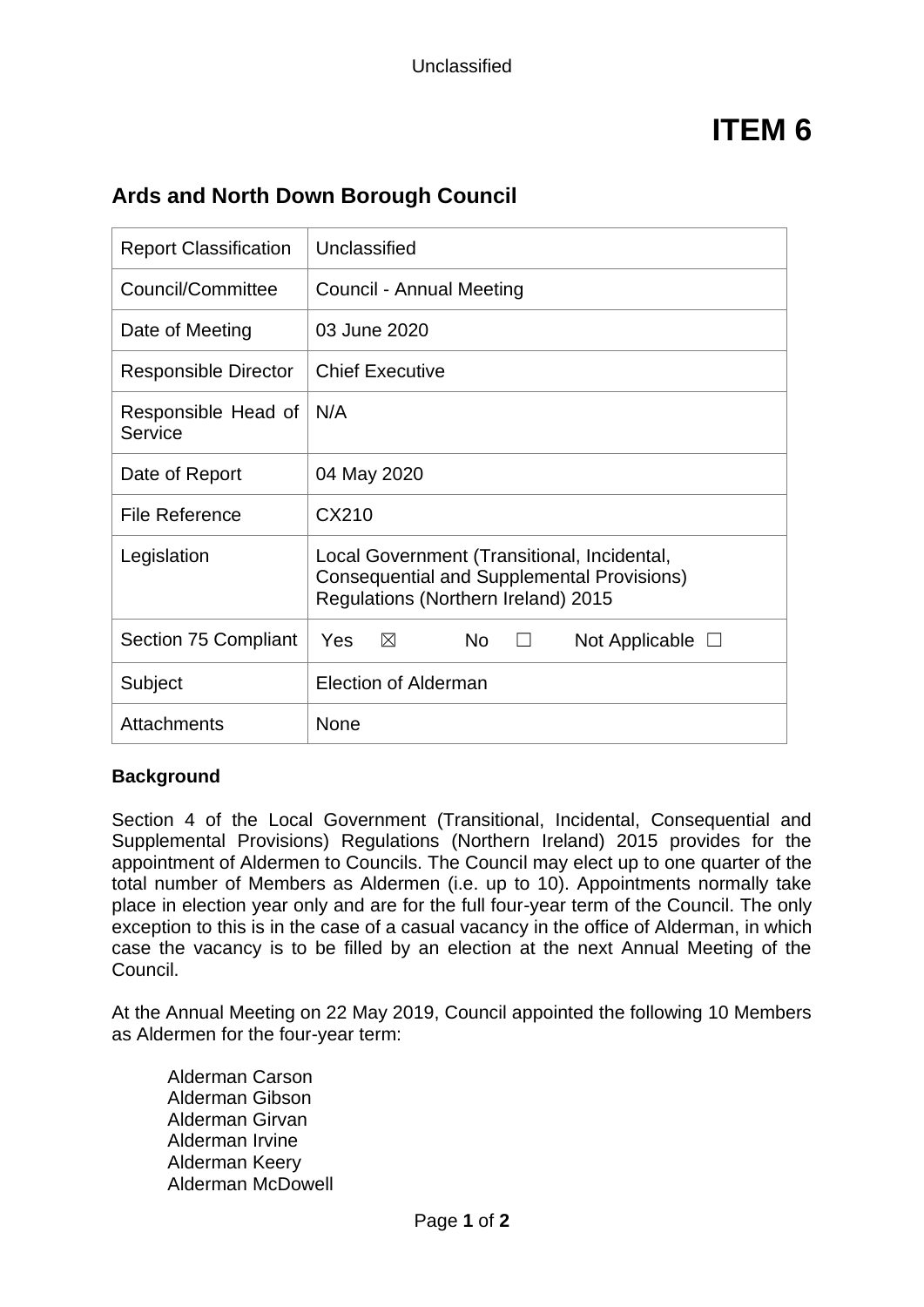Unclassified

# ITEM 6

## Ards and North Down Borough Council

| Report Classification | Unclassified |
|---|---|
| Council/Committee | Council - Annual Meeting |
| Date of Meeting | 03 June 2020 |
| Responsible Director | Chief Executive |
| Responsible Head of Service | N/A |
| Date of Report | 04 May 2020 |
| File Reference | CX210 |
| Legislation | Local Government (Transitional, Incidental, Consequential and Supplemental Provisions) Regulations (Northern Ireland) 2015 |
| Section 75 Compliant | Yes ☒ No ☐ Not Applicable ☐ |
| Subject | Election of Alderman |
| Attachments | None |

**Background**

Section 4 of the Local Government (Transitional, Incidental, Consequential and Supplemental Provisions) Regulations (Northern Ireland) 2015 provides for the appointment of Aldermen to Councils. The Council may elect up to one quarter of the total number of Members as Aldermen (i.e. up to 10). Appointments normally take place in election year only and are for the full four-year term of the Council. The only exception to this is in the case of a casual vacancy in the office of Alderman, in which case the vacancy is to be filled by an election at the next Annual Meeting of the Council.

At the Annual Meeting on 22 May 2019, Council appointed the following 10 Members as Aldermen for the four-year term:

Alderman Carson
Alderman Gibson
Alderman Girvan
Alderman Irvine
Alderman Keery
Alderman McDowell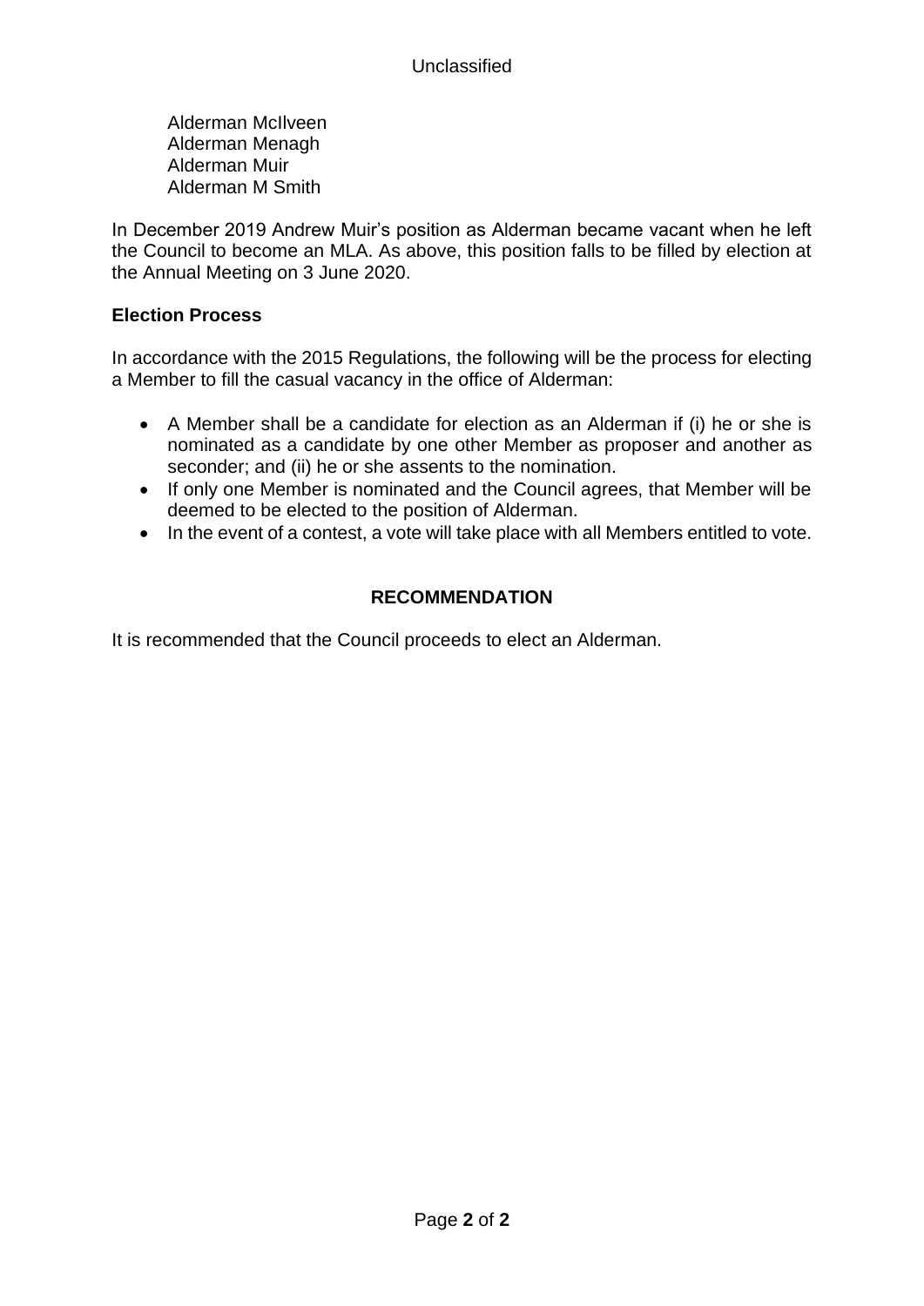Alderman McIlveen
Alderman Menagh
Alderman Muir
Alderman M Smith

In December 2019 Andrew Muir's position as Alderman became vacant when he left the Council to become an MLA. As above, this position falls to be filled by election at the Annual Meeting on 3 June 2020.

**Election Process**

In accordance with the 2015 Regulations, the following will be the process for electing a Member to fill the casual vacancy in the office of Alderman:

- A Member shall be a candidate for election as an Alderman if (i) he or she is nominated as a candidate by one other Member as proposer and another as seconder; and (ii) he or she assents to the nomination.
- If only one Member is nominated and the Council agrees, that Member will be deemed to be elected to the position of Alderman.
- In the event of a contest, a vote will take place with all Members entitled to vote.

**RECOMMENDATION**

It is recommended that the Council proceeds to elect an Alderman.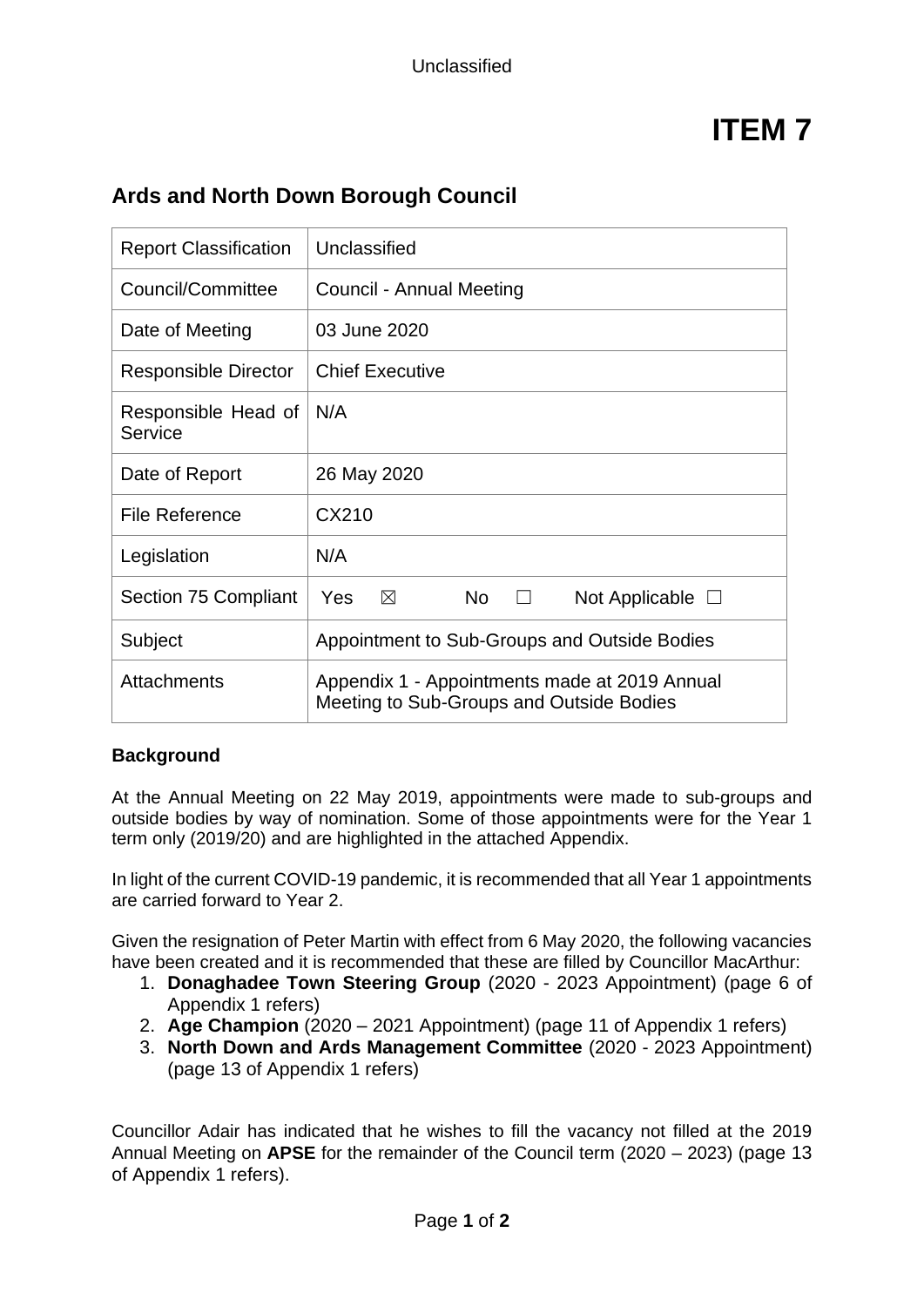Unclassified

# ITEM 7

## Ards and North Down Borough Council

| Report Classification | Unclassified |
|---|---|
| Council/Committee | Council - Annual Meeting |
| Date of Meeting | 03 June 2020 |
| Responsible Director | Chief Executive |
| Responsible Head of Service | N/A |
| Date of Report | 26 May 2020 |
| File Reference | CX210 |
| Legislation | N/A |
| Section 75 Compliant | Yes ☒ No ☐ Not Applicable ☐ |
| Subject | Appointment to Sub-Groups and Outside Bodies |
| Attachments | Appendix 1 - Appointments made at 2019 Annual Meeting to Sub-Groups and Outside Bodies |

### Background

At the Annual Meeting on 22 May 2019, appointments were made to sub-groups and outside bodies by way of nomination. Some of those appointments were for the Year 1 term only (2019/20) and are highlighted in the attached Appendix.

In light of the current COVID-19 pandemic, it is recommended that all Year 1 appointments are carried forward to Year 2.

Given the resignation of Peter Martin with effect from 6 May 2020, the following vacancies have been created and it is recommended that these are filled by Councillor MacArthur:

1. **Donaghadee Town Steering Group** (2020 - 2023 Appointment) (page 6 of Appendix 1 refers)
2. **Age Champion** (2020 – 2021 Appointment) (page 11 of Appendix 1 refers)
3. **North Down and Ards Management Committee** (2020 - 2023 Appointment) (page 13 of Appendix 1 refers)

Councillor Adair has indicated that he wishes to fill the vacancy not filled at the 2019 Annual Meeting on **APSE** for the remainder of the Council term (2020 – 2023) (page 13 of Appendix 1 refers).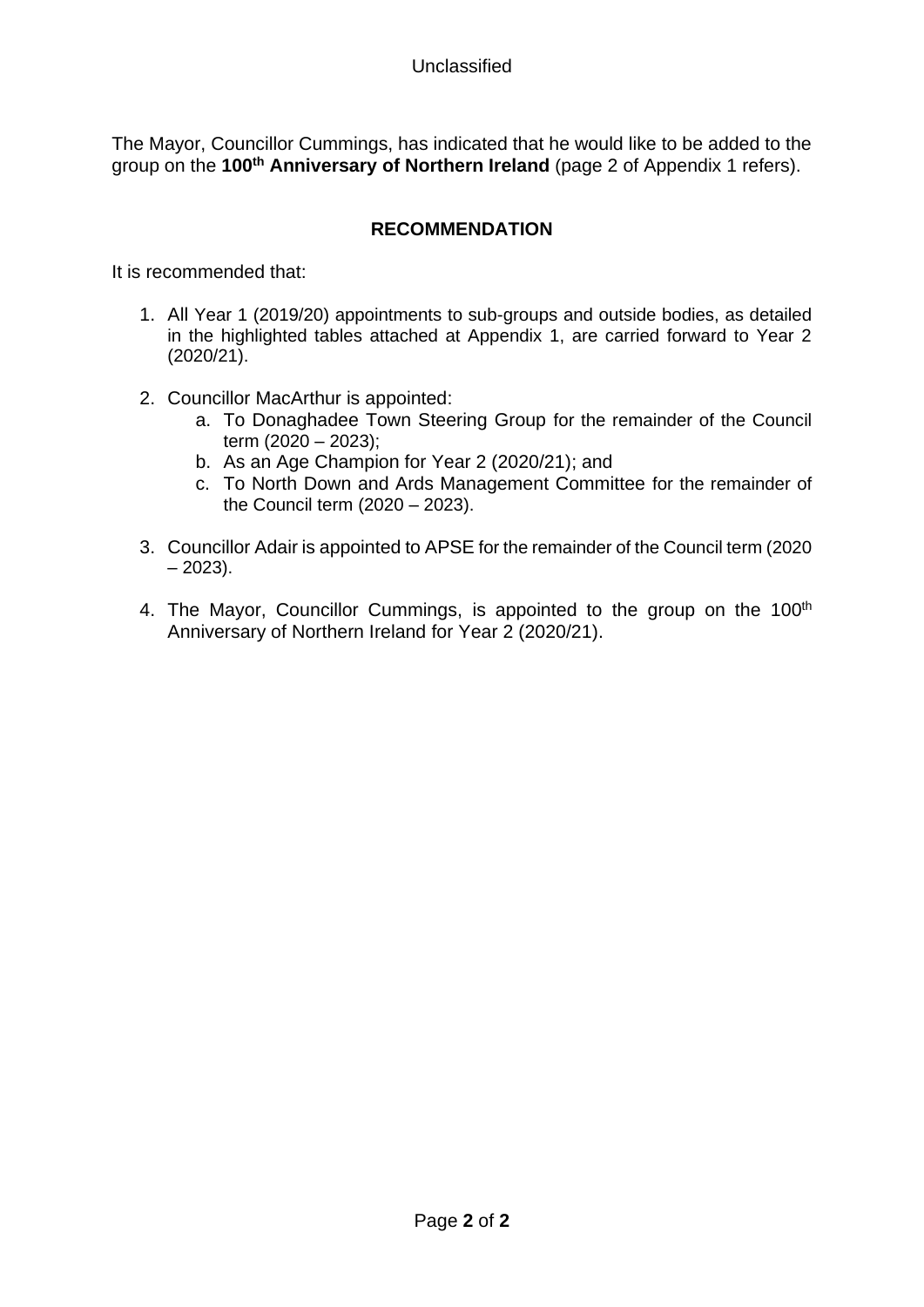The Mayor, Councillor Cummings, has indicated that he would like to be added to the group on the **100th Anniversary of Northern Ireland** (page 2 of Appendix 1 refers).

## RECOMMENDATION

It is recommended that:

1. All Year 1 (2019/20) appointments to sub-groups and outside bodies, as detailed in the highlighted tables attached at Appendix 1, are carried forward to Year 2 (2020/21).

2. Councillor MacArthur is appointed:
   a. To Donaghadee Town Steering Group for the remainder of the Council term (2020 – 2023);
   b. As an Age Champion for Year 2 (2020/21); and
   c. To North Down and Ards Management Committee for the remainder of the Council term (2020 – 2023).

3. Councillor Adair is appointed to APSE for the remainder of the Council term (2020 – 2023).

4. The Mayor, Councillor Cummings, is appointed to the group on the 100th Anniversary of Northern Ireland for Year 2 (2020/21).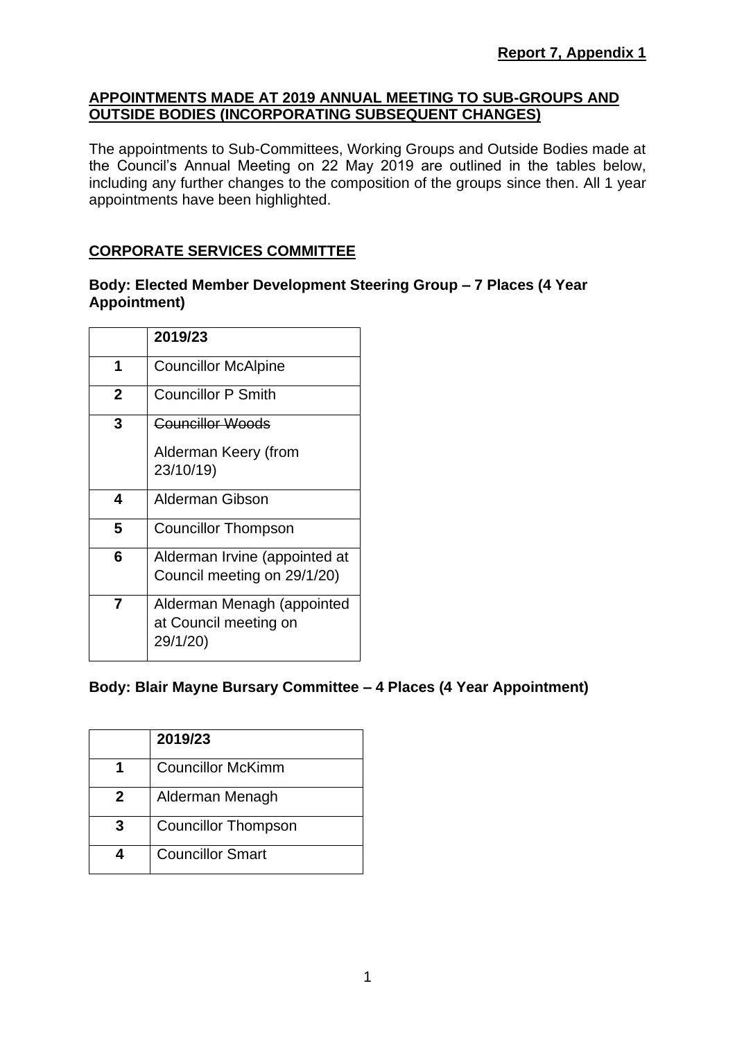**Report 7, Appendix 1**

**APPOINTMENTS MADE AT 2019 ANNUAL MEETING TO SUB-GROUPS AND OUTSIDE BODIES (INCORPORATING SUBSEQUENT CHANGES)**

The appointments to Sub-Committees, Working Groups and Outside Bodies made at the Council's Annual Meeting on 22 May 2019 are outlined in the tables below, including any further changes to the composition of the groups since then. All 1 year appointments have been highlighted.

## CORPORATE SERVICES COMMITTEE

### Body: Elected Member Development Steering Group – 7 Places (4 Year Appointment)

| | 2019/23 |
|---|---|
| 1 | Councillor McAlpine |
| 2 | Councillor P Smith |
| 3 | ~~Councillor Woods~~<br>Alderman Keery (from 23/10/19) |
| 4 | Alderman Gibson |
| 5 | Councillor Thompson |
| 6 | Alderman Irvine (appointed at Council meeting on 29/1/20) |
| 7 | Alderman Menagh (appointed at Council meeting on 29/1/20) |

### Body: Blair Mayne Bursary Committee – 4 Places (4 Year Appointment)

| | 2019/23 |
|---|---|
| 1 | Councillor McKimm |
| 2 | Alderman Menagh |
| 3 | Councillor Thompson |
| 4 | Councillor Smart |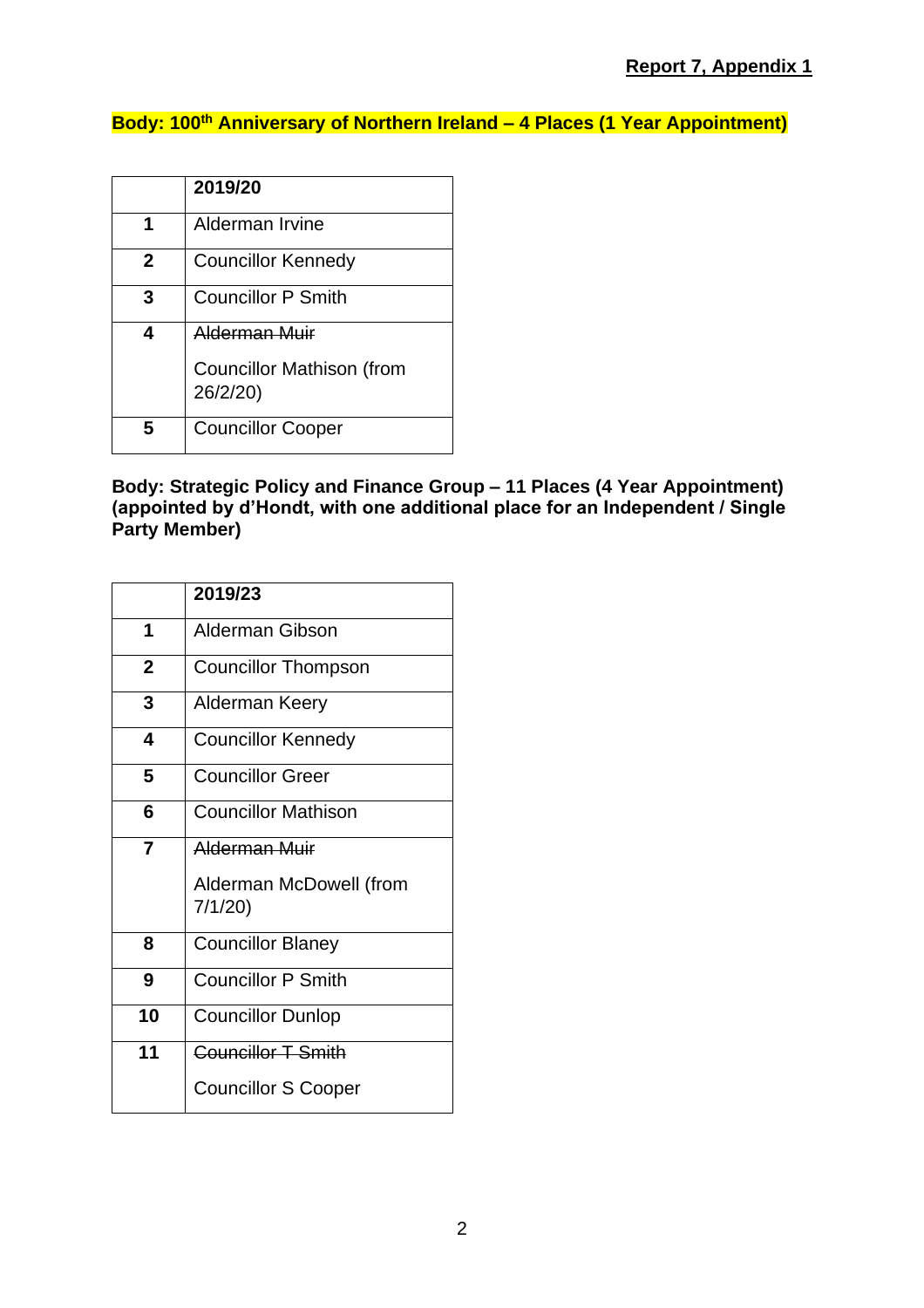**Report 7, Appendix 1**

**Body: 100th Anniversary of Northern Ireland – 4 Places (1 Year Appointment)**

| | **2019/20** |
|---|---|
| **1** | Alderman Irvine |
| **2** | Councillor Kennedy |
| **3** | Councillor P Smith |
| **4** | ~~Alderman Muir~~<br>Councillor Mathison (from 26/2/20) |
| **5** | Councillor Cooper |

**Body: Strategic Policy and Finance Group – 11 Places (4 Year Appointment) (appointed by d'Hondt, with one additional place for an Independent / Single Party Member)**

| | **2019/23** |
|---|---|
| **1** | Alderman Gibson |
| **2** | Councillor Thompson |
| **3** | Alderman Keery |
| **4** | Councillor Kennedy |
| **5** | Councillor Greer |
| **6** | Councillor Mathison |
| **7** | ~~Alderman Muir~~<br>Alderman McDowell (from 7/1/20) |
| **8** | Councillor Blaney |
| **9** | Councillor P Smith |
| **10** | Councillor Dunlop |
| **11** | ~~Councillor T Smith~~<br>Councillor S Cooper |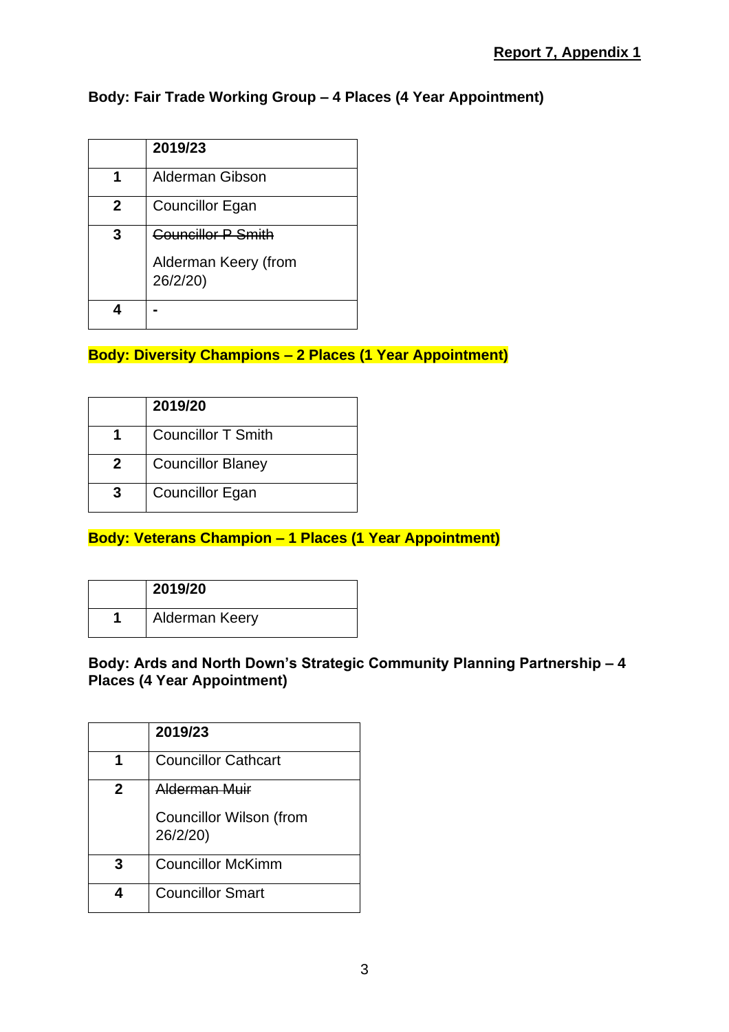**Report 7, Appendix 1**

**Body: Fair Trade Working Group – 4 Places (4 Year Appointment)**

| | **2019/23** |
|---|---|
| **1** | Alderman Gibson |
| **2** | Councillor Egan |
| **3** | ~~Councillor P Smith~~<br>Alderman Keery (from 26/2/20) |
| **4** | - |

**Body: Diversity Champions – 2 Places (1 Year Appointment)**

| | **2019/20** |
|---|---|
| **1** | Councillor T Smith |
| **2** | Councillor Blaney |
| **3** | Councillor Egan |

**Body: Veterans Champion – 1 Places (1 Year Appointment)**

| | **2019/20** |
|---|---|
| **1** | Alderman Keery |

**Body: Ards and North Down's Strategic Community Planning Partnership – 4 Places (4 Year Appointment)**

| | **2019/23** |
|---|---|
| **1** | Councillor Cathcart |
| **2** | ~~Alderman Muir~~<br>Councillor Wilson (from 26/2/20) |
| **3** | Councillor McKimm |
| **4** | Councillor Smart |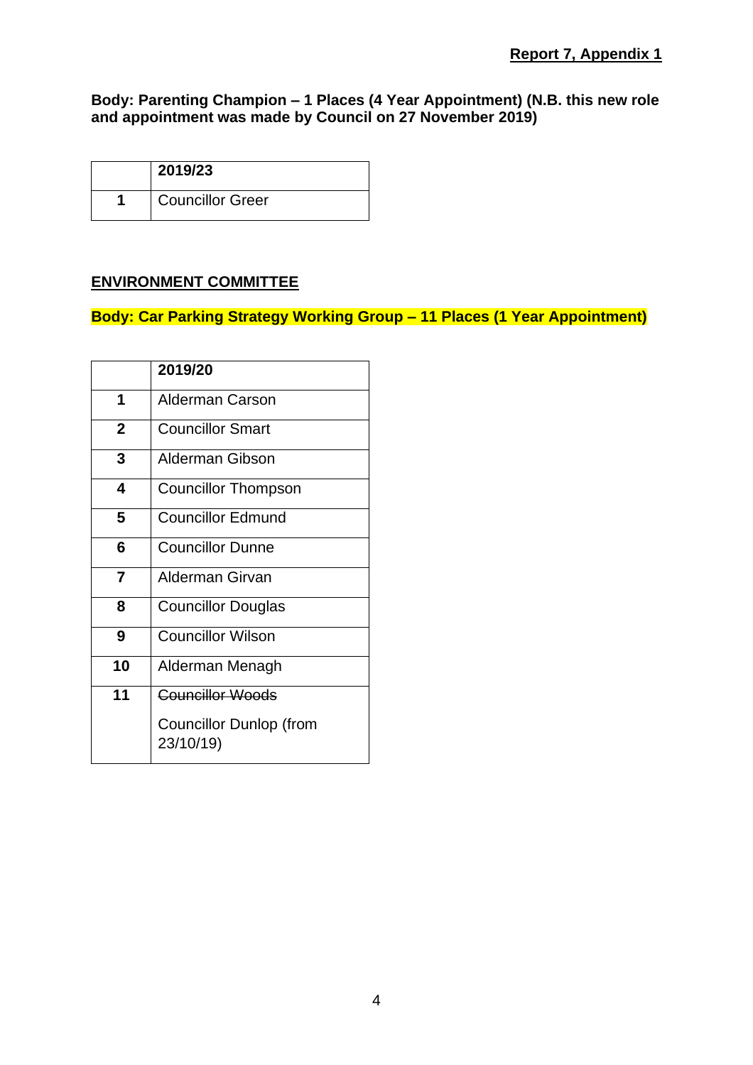**Report 7, Appendix 1**

**Body: Parenting Champion – 1 Places (4 Year Appointment) (N.B. this new role and appointment was made by Council on 27 November 2019)**

| | 2019/23 |
|---|---|
| 1 | Councillor Greer |

## ENVIRONMENT COMMITTEE

**Body: Car Parking Strategy Working Group – 11 Places (1 Year Appointment)**

| | 2019/20 |
|---|---|
| 1 | Alderman Carson |
| 2 | Councillor Smart |
| 3 | Alderman Gibson |
| 4 | Councillor Thompson |
| 5 | Councillor Edmund |
| 6 | Councillor Dunne |
| 7 | Alderman Girvan |
| 8 | Councillor Douglas |
| 9 | Councillor Wilson |
| 10 | Alderman Menagh |
| 11 | ~~Councillor Woods~~ Councillor Dunlop (from 23/10/19) |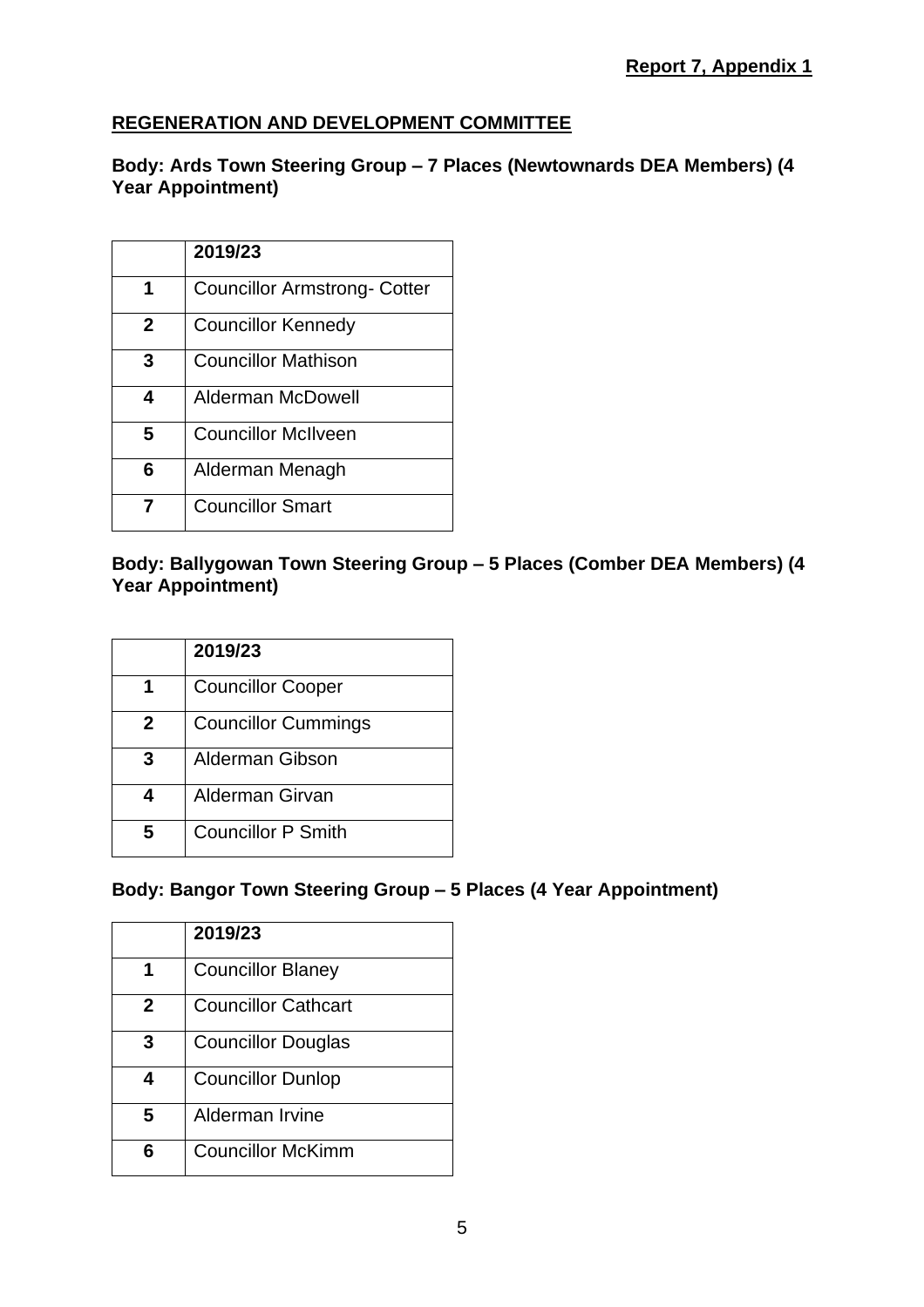**Report 7, Appendix 1**

## REGENERATION AND DEVELOPMENT COMMITTEE

**Body: Ards Town Steering Group – 7 Places (Newtownards DEA Members) (4 Year Appointment)**

| | 2019/23 |
|---|---|
| 1 | Councillor Armstrong- Cotter |
| 2 | Councillor Kennedy |
| 3 | Councillor Mathison |
| 4 | Alderman McDowell |
| 5 | Councillor McIlveen |
| 6 | Alderman Menagh |
| 7 | Councillor Smart |

**Body: Ballygowan Town Steering Group – 5 Places (Comber DEA Members) (4 Year Appointment)**

| | 2019/23 |
|---|---|
| 1 | Councillor Cooper |
| 2 | Councillor Cummings |
| 3 | Alderman Gibson |
| 4 | Alderman Girvan |
| 5 | Councillor P Smith |

**Body: Bangor Town Steering Group – 5 Places (4 Year Appointment)**

| | 2019/23 |
|---|---|
| 1 | Councillor Blaney |
| 2 | Councillor Cathcart |
| 3 | Councillor Douglas |
| 4 | Councillor Dunlop |
| 5 | Alderman Irvine |
| 6 | Councillor McKimm |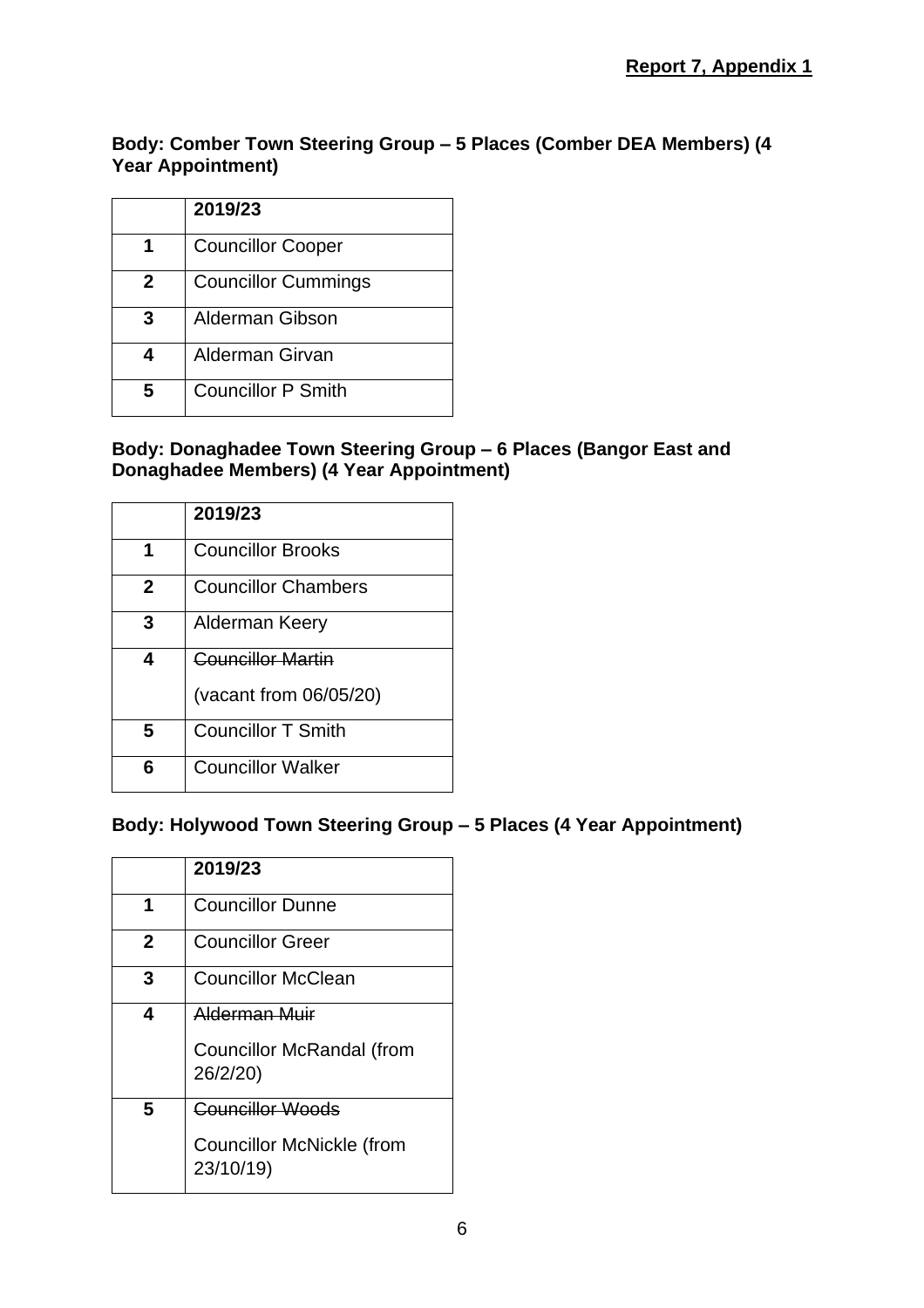**Report 7, Appendix 1**

**Body: Comber Town Steering Group – 5 Places (Comber DEA Members) (4 Year Appointment)**

| | 2019/23 |
|---|---|
| **1** | Councillor Cooper |
| **2** | Councillor Cummings |
| **3** | Alderman Gibson |
| **4** | Alderman Girvan |
| **5** | Councillor P Smith |

**Body: Donaghadee Town Steering Group – 6 Places (Bangor East and Donaghadee Members) (4 Year Appointment)**

| | 2019/23 |
|---|---|
| **1** | Councillor Brooks |
| **2** | Councillor Chambers |
| **3** | Alderman Keery |
| **4** | ~~Councillor Martin~~ (vacant from 06/05/20) |
| **5** | Councillor T Smith |
| **6** | Councillor Walker |

**Body: Holywood Town Steering Group – 5 Places (4 Year Appointment)**

| | 2019/23 |
|---|---|
| **1** | Councillor Dunne |
| **2** | Councillor Greer |
| **3** | Councillor McClean |
| **4** | ~~Alderman Muir~~ Councillor McRandal (from 26/2/20) |
| **5** | ~~Councillor Woods~~ Councillor McNickle (from 23/10/19) |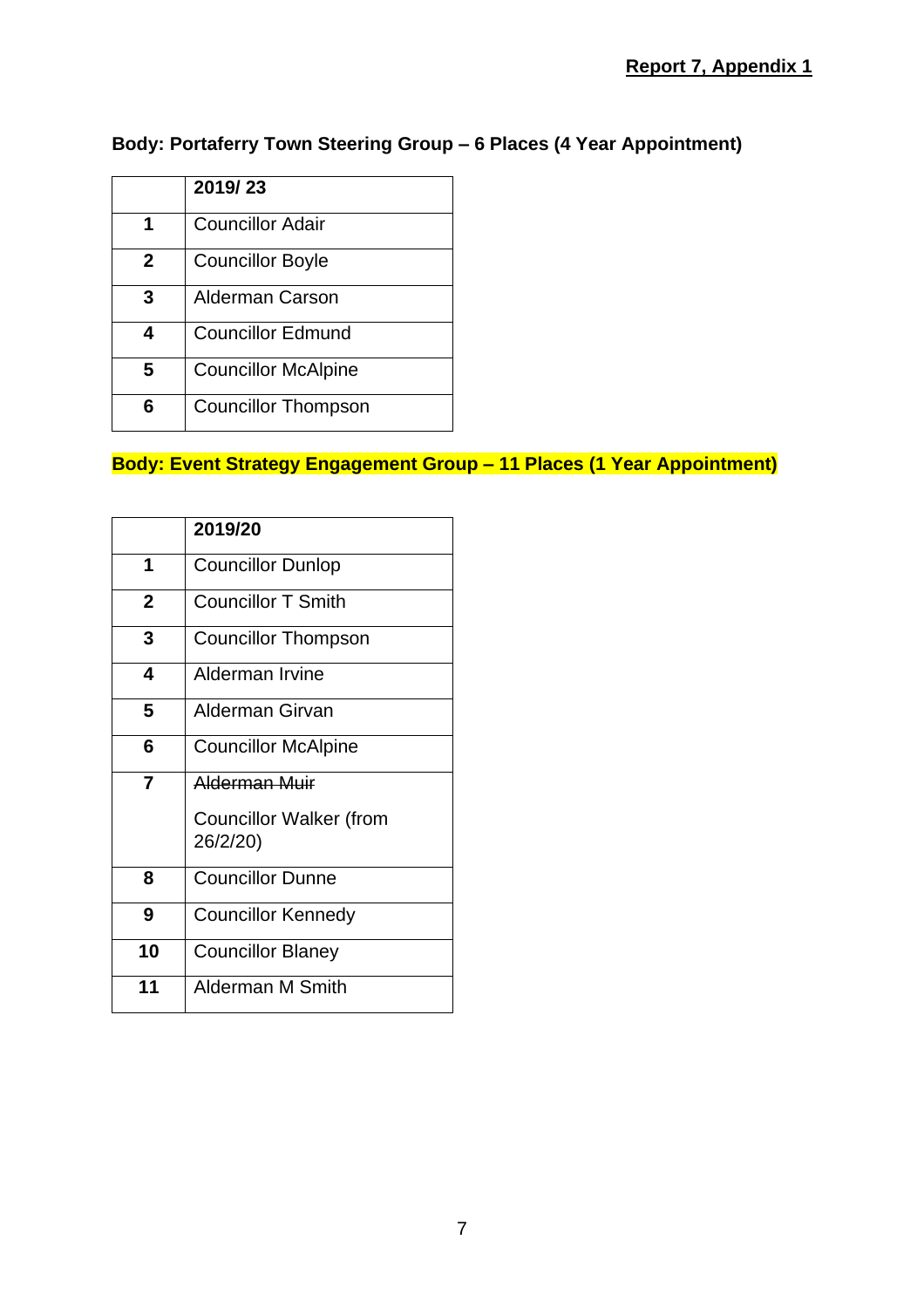**Report 7, Appendix 1**

**Body: Portaferry Town Steering Group – 6 Places (4 Year Appointment)**

| | 2019/ 23 |
|---|---|
| **1** | Councillor Adair |
| **2** | Councillor Boyle |
| **3** | Alderman Carson |
| **4** | Councillor Edmund |
| **5** | Councillor McAlpine |
| **6** | Councillor Thompson |

**Body: Event Strategy Engagement Group – 11 Places (1 Year Appointment)**

| | 2019/20 |
|---|---|
| **1** | Councillor Dunlop |
| **2** | Councillor T Smith |
| **3** | Councillor Thompson |
| **4** | Alderman Irvine |
| **5** | Alderman Girvan |
| **6** | Councillor McAlpine |
| **7** | ~~Alderman Muir~~ Councillor Walker (from 26/2/20) |
| **8** | Councillor Dunne |
| **9** | Councillor Kennedy |
| **10** | Councillor Blaney |
| **11** | Alderman M Smith |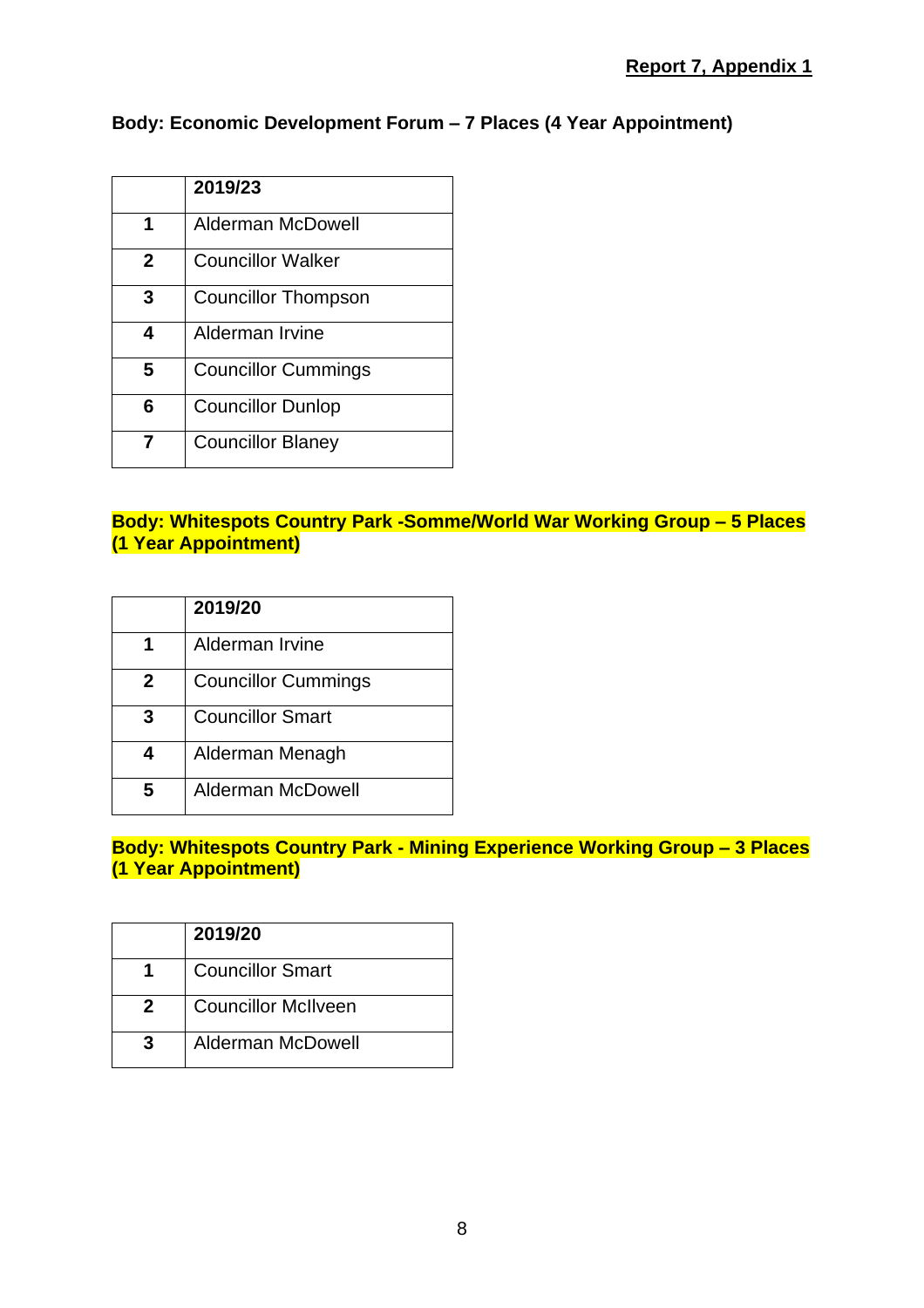**Report 7, Appendix 1**

**Body: Economic Development Forum – 7 Places (4 Year Appointment)**

| | **2019/23** |
|---|---|
| **1** | Alderman McDowell |
| **2** | Councillor Walker |
| **3** | Councillor Thompson |
| **4** | Alderman Irvine |
| **5** | Councillor Cummings |
| **6** | Councillor Dunlop |
| **7** | Councillor Blaney |

**Body: Whitespots Country Park -Somme/World War Working Group – 5 Places (1 Year Appointment)**

| | **2019/20** |
|---|---|
| **1** | Alderman Irvine |
| **2** | Councillor Cummings |
| **3** | Councillor Smart |
| **4** | Alderman Menagh |
| **5** | Alderman McDowell |

**Body: Whitespots Country Park - Mining Experience Working Group – 3 Places (1 Year Appointment)**

| | **2019/20** |
|---|---|
| **1** | Councillor Smart |
| **2** | Councillor McIlveen |
| **3** | Alderman McDowell |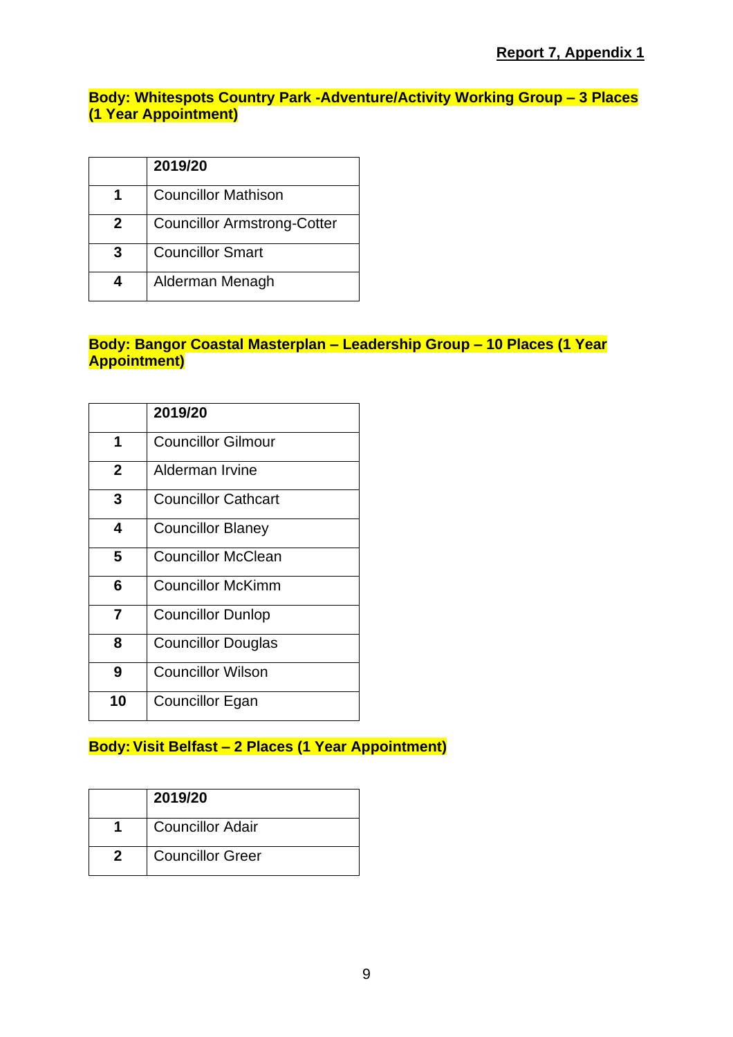**Report 7, Appendix 1**

**Body: Whitespots Country Park -Adventure/Activity Working Group – 3 Places (1 Year Appointment)**

| | 2019/20 |
|---|---|
| **1** | Councillor Mathison |
| **2** | Councillor Armstrong-Cotter |
| **3** | Councillor Smart |
| **4** | Alderman Menagh |

**Body: Bangor Coastal Masterplan – Leadership Group – 10 Places (1 Year Appointment)**

| | 2019/20 |
|---|---|
| **1** | Councillor Gilmour |
| **2** | Alderman Irvine |
| **3** | Councillor Cathcart |
| **4** | Councillor Blaney |
| **5** | Councillor McClean |
| **6** | Councillor McKimm |
| **7** | Councillor Dunlop |
| **8** | Councillor Douglas |
| **9** | Councillor Wilson |
| **10** | Councillor Egan |

**Body: Visit Belfast – 2 Places (1 Year Appointment)**

| | 2019/20 |
|---|---|
| **1** | Councillor Adair |
| **2** | Councillor Greer |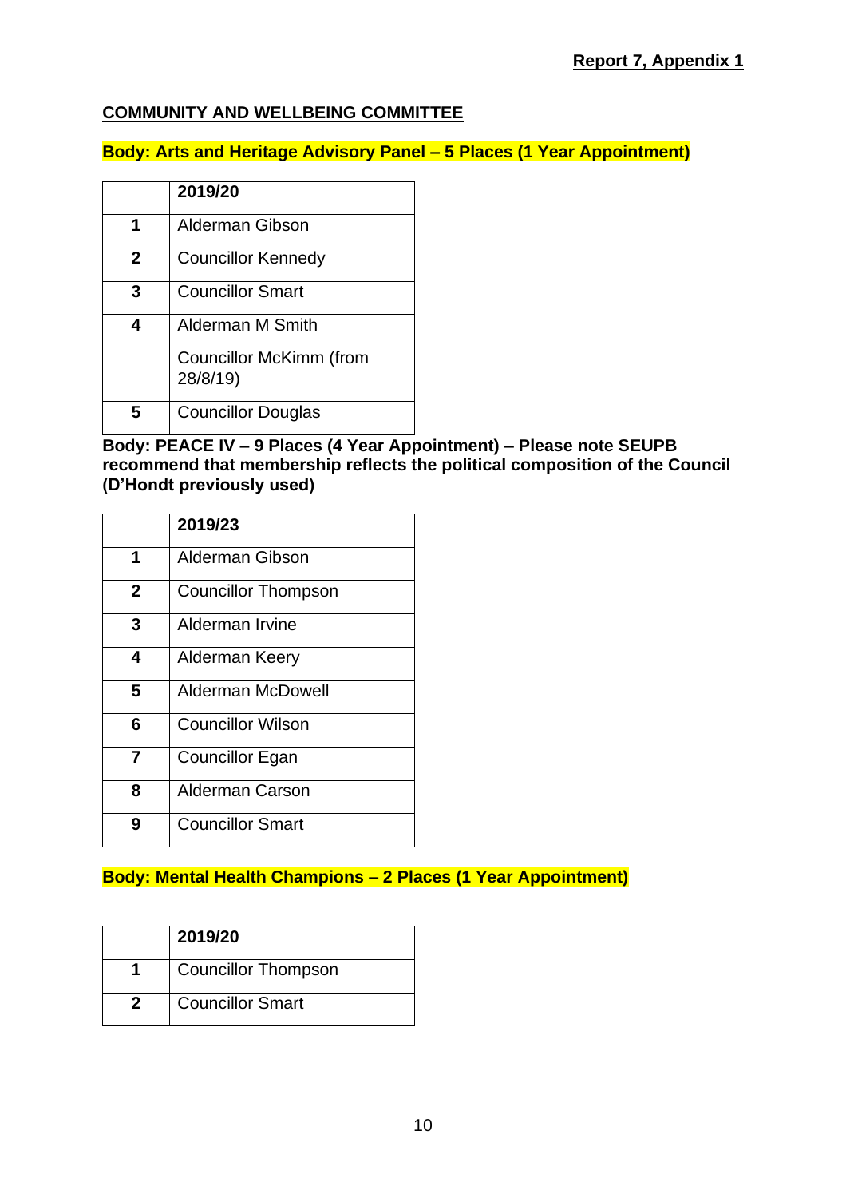**Report 7, Appendix 1**

**COMMUNITY AND WELLBEING COMMITTEE**

**Body: Arts and Heritage Advisory Panel – 5 Places (1 Year Appointment)**

| | 2019/20 |
|---|---|
| **1** | Alderman Gibson |
| **2** | Councillor Kennedy |
| **3** | Councillor Smart |
| **4** | ~~Alderman M Smith~~ Councillor McKimm (from 28/8/19) |
| **5** | Councillor Douglas |

**Body: PEACE IV – 9 Places (4 Year Appointment) – Please note SEUPB recommend that membership reflects the political composition of the Council (D'Hondt previously used)**

| | 2019/23 |
|---|---|
| **1** | Alderman Gibson |
| **2** | Councillor Thompson |
| **3** | Alderman Irvine |
| **4** | Alderman Keery |
| **5** | Alderman McDowell |
| **6** | Councillor Wilson |
| **7** | Councillor Egan |
| **8** | Alderman Carson |
| **9** | Councillor Smart |

**Body: Mental Health Champions – 2 Places (1 Year Appointment)**

| | 2019/20 |
|---|---|
| **1** | Councillor Thompson |
| **2** | Councillor Smart |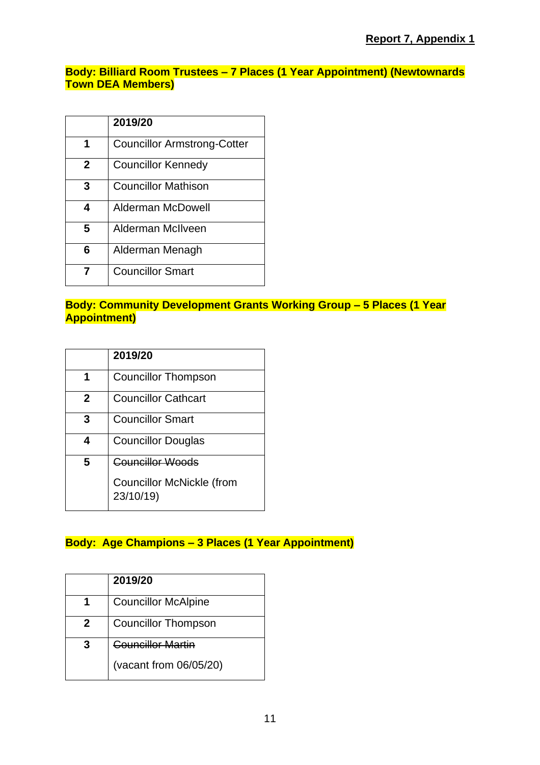**Report 7, Appendix 1**

**Body: Billiard Room Trustees – 7 Places (1 Year Appointment) (Newtownards Town DEA Members)**

| | **2019/20** |
|---|---|
| **1** | Councillor Armstrong-Cotter |
| **2** | Councillor Kennedy |
| **3** | Councillor Mathison |
| **4** | Alderman McDowell |
| **5** | Alderman McIlveen |
| **6** | Alderman Menagh |
| **7** | Councillor Smart |

**Body: Community Development Grants Working Group – 5 Places (1 Year Appointment)**

| | **2019/20** |
|---|---|
| **1** | Councillor Thompson |
| **2** | Councillor Cathcart |
| **3** | Councillor Smart |
| **4** | Councillor Douglas |
| **5** | ~~Councillor Woods~~ Councillor McNickle (from 23/10/19) |

**Body: Age Champions – 3 Places (1 Year Appointment)**

| | **2019/20** |
|---|---|
| **1** | Councillor McAlpine |
| **2** | Councillor Thompson |
| **3** | ~~Councillor Martin~~ (vacant from 06/05/20) |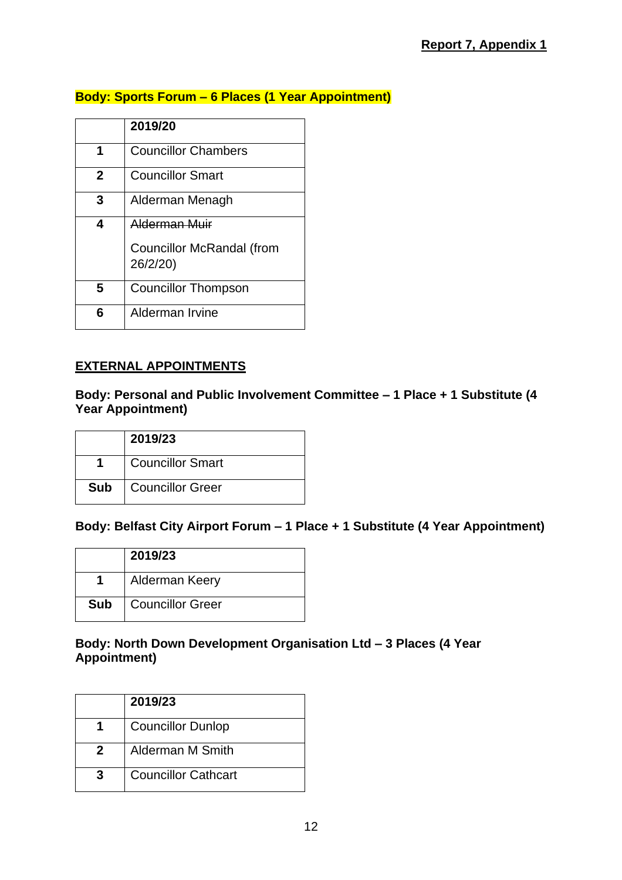**Report 7, Appendix 1**

**Body: Sports Forum – 6 Places (1 Year Appointment)**

| | 2019/20 |
|---|---|
| **1** | Councillor Chambers |
| **2** | Councillor Smart |
| **3** | Alderman Menagh |
| **4** | ~~Alderman Muir~~ Councillor McRandal (from 26/2/20) |
| **5** | Councillor Thompson |
| **6** | Alderman Irvine |

## EXTERNAL APPOINTMENTS

**Body: Personal and Public Involvement Committee – 1 Place + 1 Substitute (4 Year Appointment)**

| | 2019/23 |
|---|---|
| **1** | Councillor Smart |
| **Sub** | Councillor Greer |

**Body: Belfast City Airport Forum – 1 Place + 1 Substitute (4 Year Appointment)**

| | 2019/23 |
|---|---|
| **1** | Alderman Keery |
| **Sub** | Councillor Greer |

**Body: North Down Development Organisation Ltd – 3 Places (4 Year Appointment)**

| | 2019/23 |
|---|---|
| **1** | Councillor Dunlop |
| **2** | Alderman M Smith |
| **3** | Councillor Cathcart |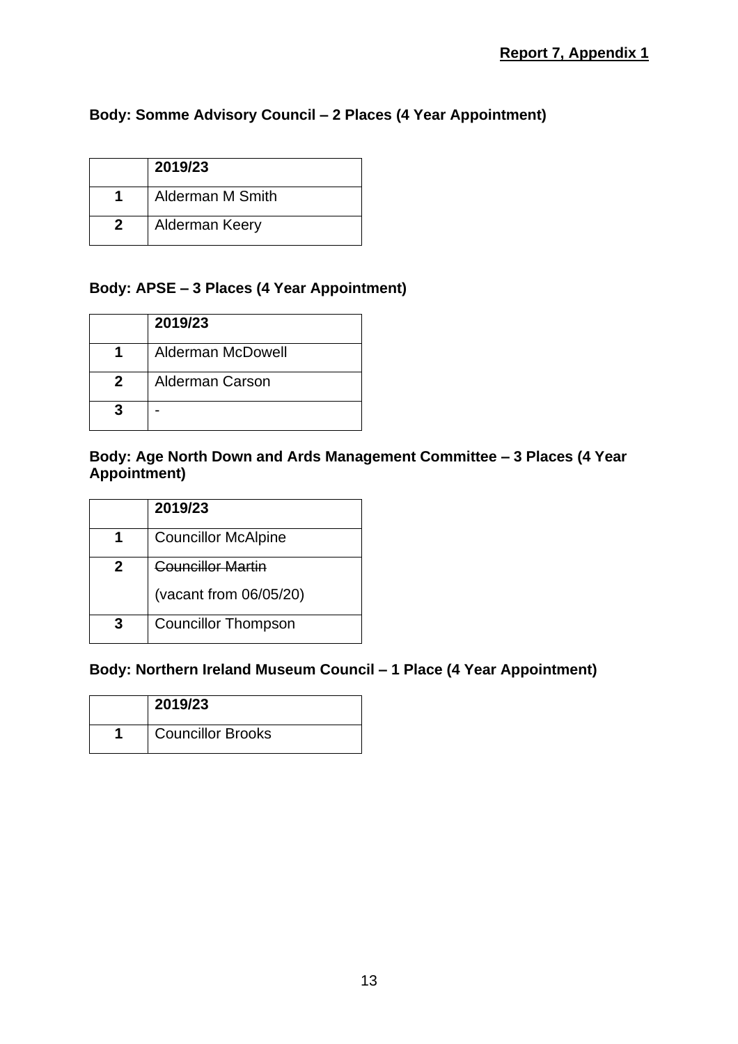**Report 7, Appendix 1**

**Body: Somme Advisory Council – 2 Places (4 Year Appointment)**

| | 2019/23 |
|---|---|
| **1** | Alderman M Smith |
| **2** | Alderman Keery |

**Body: APSE – 3 Places (4 Year Appointment)**

| | 2019/23 |
|---|---|
| **1** | Alderman McDowell |
| **2** | Alderman Carson |
| **3** | - |

**Body: Age North Down and Ards Management Committee – 3 Places (4 Year Appointment)**

| | 2019/23 |
|---|---|
| **1** | Councillor McAlpine |
| **2** | ~~Councillor Martin~~ (vacant from 06/05/20) |
| **3** | Councillor Thompson |

**Body: Northern Ireland Museum Council – 1 Place (4 Year Appointment)**

| | 2019/23 |
|---|---|
| **1** | Councillor Brooks |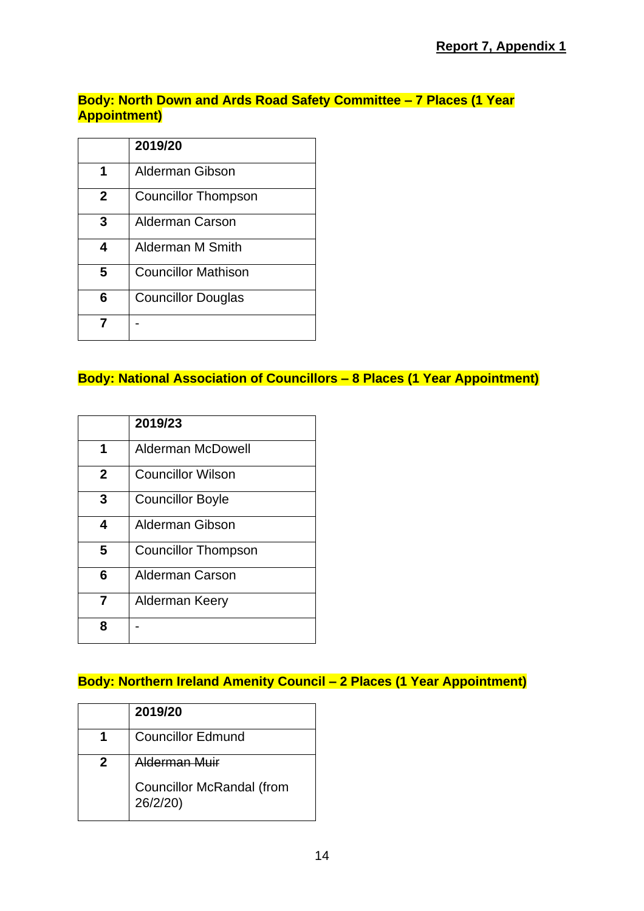**Report 7, Appendix 1**

**Body: North Down and Ards Road Safety Committee – 7 Places (1 Year Appointment)**

| | 2019/20 |
|---|---|
| **1** | Alderman Gibson |
| **2** | Councillor Thompson |
| **3** | Alderman Carson |
| **4** | Alderman M Smith |
| **5** | Councillor Mathison |
| **6** | Councillor Douglas |
| **7** | - |

**Body: National Association of Councillors – 8 Places (1 Year Appointment)**

| | 2019/23 |
|---|---|
| **1** | Alderman McDowell |
| **2** | Councillor Wilson |
| **3** | Councillor Boyle |
| **4** | Alderman Gibson |
| **5** | Councillor Thompson |
| **6** | Alderman Carson |
| **7** | Alderman Keery |
| **8** | - |

**Body: Northern Ireland Amenity Council – 2 Places (1 Year Appointment)**

| | 2019/20 |
|---|---|
| **1** | Councillor Edmund |
| **2** | ~~Alderman Muir~~ Councillor McRandal (from 26/2/20) |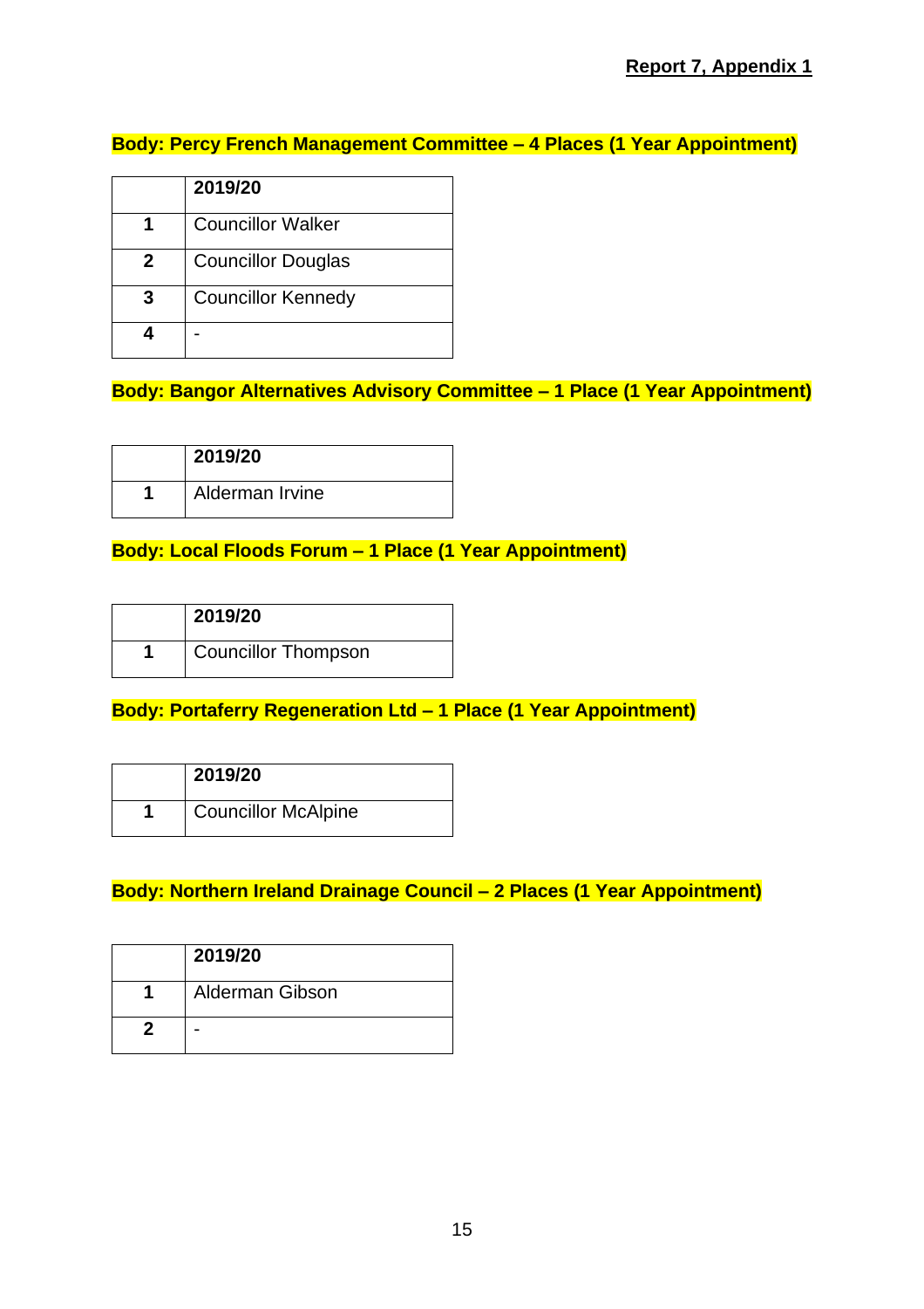**Report 7, Appendix 1**

**Body: Percy French Management Committee – 4 Places (1 Year Appointment)**

| | 2019/20 |
|---|---|
| **1** | Councillor Walker |
| **2** | Councillor Douglas |
| **3** | Councillor Kennedy |
| **4** | - |

**Body: Bangor Alternatives Advisory Committee – 1 Place (1 Year Appointment)**

| | 2019/20 |
|---|---|
| **1** | Alderman Irvine |

**Body: Local Floods Forum – 1 Place (1 Year Appointment)**

| | 2019/20 |
|---|---|
| **1** | Councillor Thompson |

**Body: Portaferry Regeneration Ltd – 1 Place (1 Year Appointment)**

| | 2019/20 |
|---|---|
| **1** | Councillor McAlpine |

**Body: Northern Ireland Drainage Council – 2 Places (1 Year Appointment)**

| | 2019/20 |
|---|---|
| **1** | Alderman Gibson |
| **2** | - |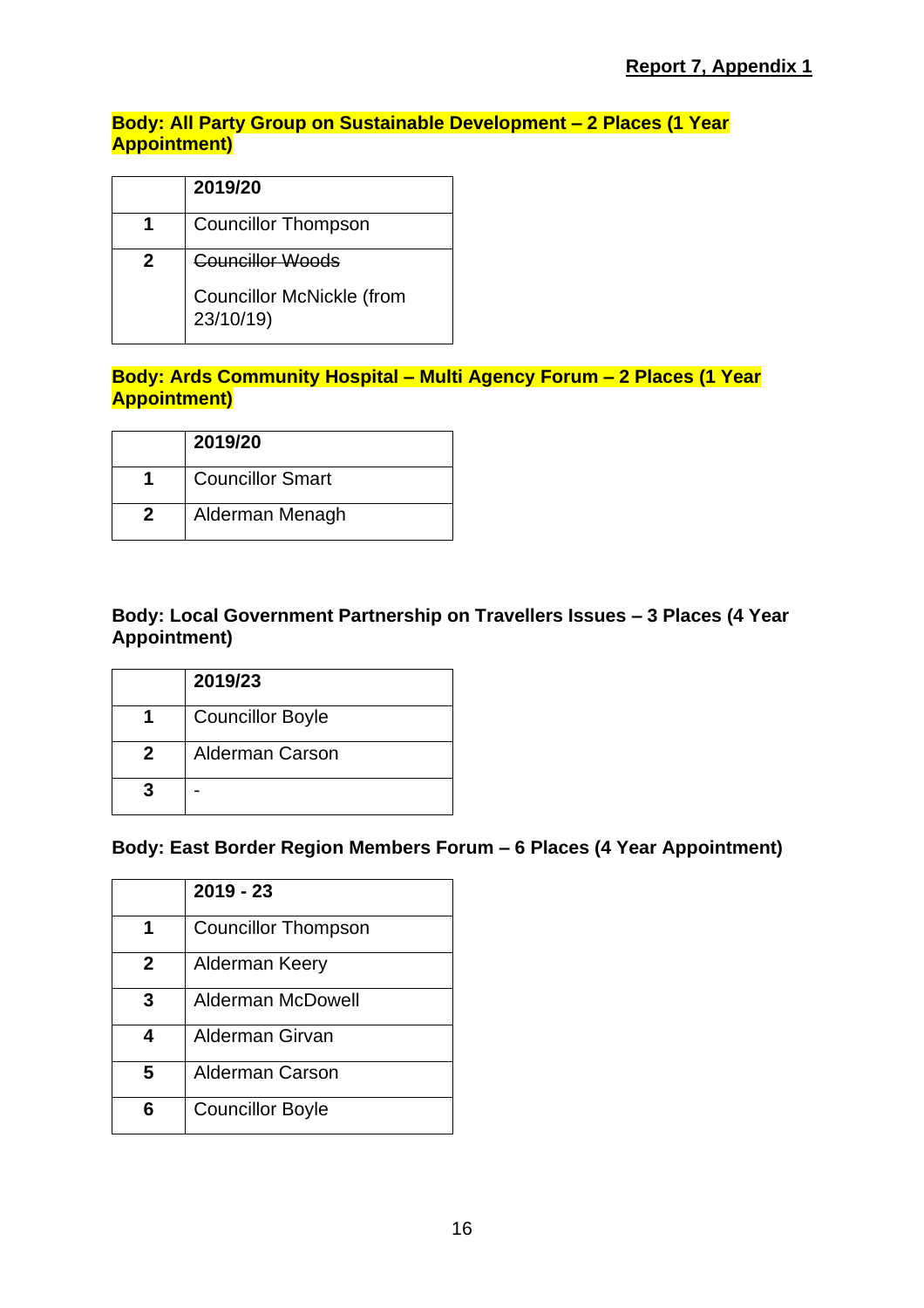**Report 7, Appendix 1**

**Body: All Party Group on Sustainable Development – 2 Places (1 Year Appointment)**

| | **2019/20** |
|---|---|
| **1** | Councillor Thompson |
| **2** | ~~Councillor Woods~~<br>Councillor McNickle (from 23/10/19) |

**Body: Ards Community Hospital – Multi Agency Forum – 2 Places (1 Year Appointment)**

| | **2019/20** |
|---|---|
| **1** | Councillor Smart |
| **2** | Alderman Menagh |

**Body: Local Government Partnership on Travellers Issues – 3 Places (4 Year Appointment)**

| | **2019/23** |
|---|---|
| **1** | Councillor Boyle |
| **2** | Alderman Carson |
| **3** | - |

**Body: East Border Region Members Forum – 6 Places (4 Year Appointment)**

| | **2019 - 23** |
|---|---|
| **1** | Councillor Thompson |
| **2** | Alderman Keery |
| **3** | Alderman McDowell |
| **4** | Alderman Girvan |
| **5** | Alderman Carson |
| **6** | Councillor Boyle |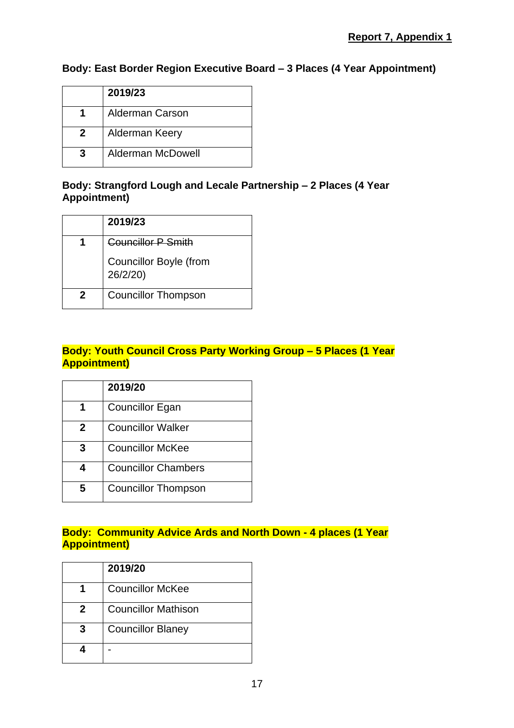**Report 7, Appendix 1**

**Body: East Border Region Executive Board – 3 Places (4 Year Appointment)**

| | **2019/23** |
|---|---|
| **1** | Alderman Carson |
| **2** | Alderman Keery |
| **3** | Alderman McDowell |

**Body: Strangford Lough and Lecale Partnership – 2 Places (4 Year Appointment)**

| | **2019/23** |
|---|---|
| **1** | ~~Councillor P Smith~~<br>Councillor Boyle (from 26/2/20) |
| **2** | Councillor Thompson |

**Body: Youth Council Cross Party Working Group – 5 Places (1 Year Appointment)**

| | **2019/20** |
|---|---|
| **1** | Councillor Egan |
| **2** | Councillor Walker |
| **3** | Councillor McKee |
| **4** | Councillor Chambers |
| **5** | Councillor Thompson |

**Body: Community Advice Ards and North Down - 4 places (1 Year Appointment)**

| | **2019/20** |
|---|---|
| **1** | Councillor McKee |
| **2** | Councillor Mathison |
| **3** | Councillor Blaney |
| **4** | - |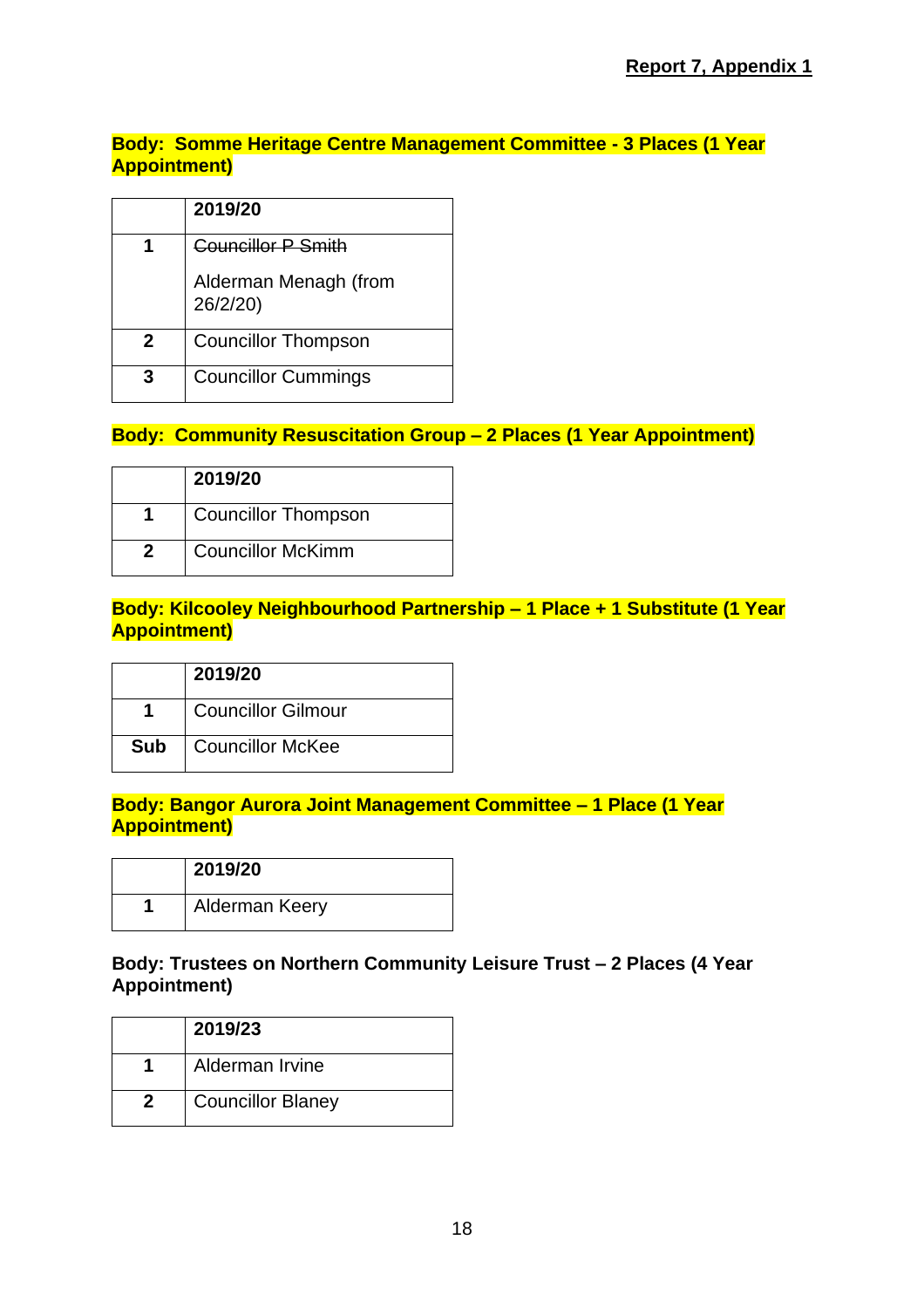**Report 7, Appendix 1**

**Body: Somme Heritage Centre Management Committee - 3 Places (1 Year Appointment)**

| | 2019/20 |
|---|---|
| **1** | ~~Councillor P Smith~~<br>Alderman Menagh (from 26/2/20) |
| **2** | Councillor Thompson |
| **3** | Councillor Cummings |

**Body: Community Resuscitation Group – 2 Places (1 Year Appointment)**

| | 2019/20 |
|---|---|
| **1** | Councillor Thompson |
| **2** | Councillor McKimm |

**Body: Kilcooley Neighbourhood Partnership – 1 Place + 1 Substitute (1 Year Appointment)**

| | 2019/20 |
|---|---|
| **1** | Councillor Gilmour |
| **Sub** | Councillor McKee |

**Body: Bangor Aurora Joint Management Committee – 1 Place (1 Year Appointment)**

| | 2019/20 |
|---|---|
| **1** | Alderman Keery |

**Body: Trustees on Northern Community Leisure Trust – 2 Places (4 Year Appointment)**

| | 2019/23 |
|---|---|
| **1** | Alderman Irvine |
| **2** | Councillor Blaney |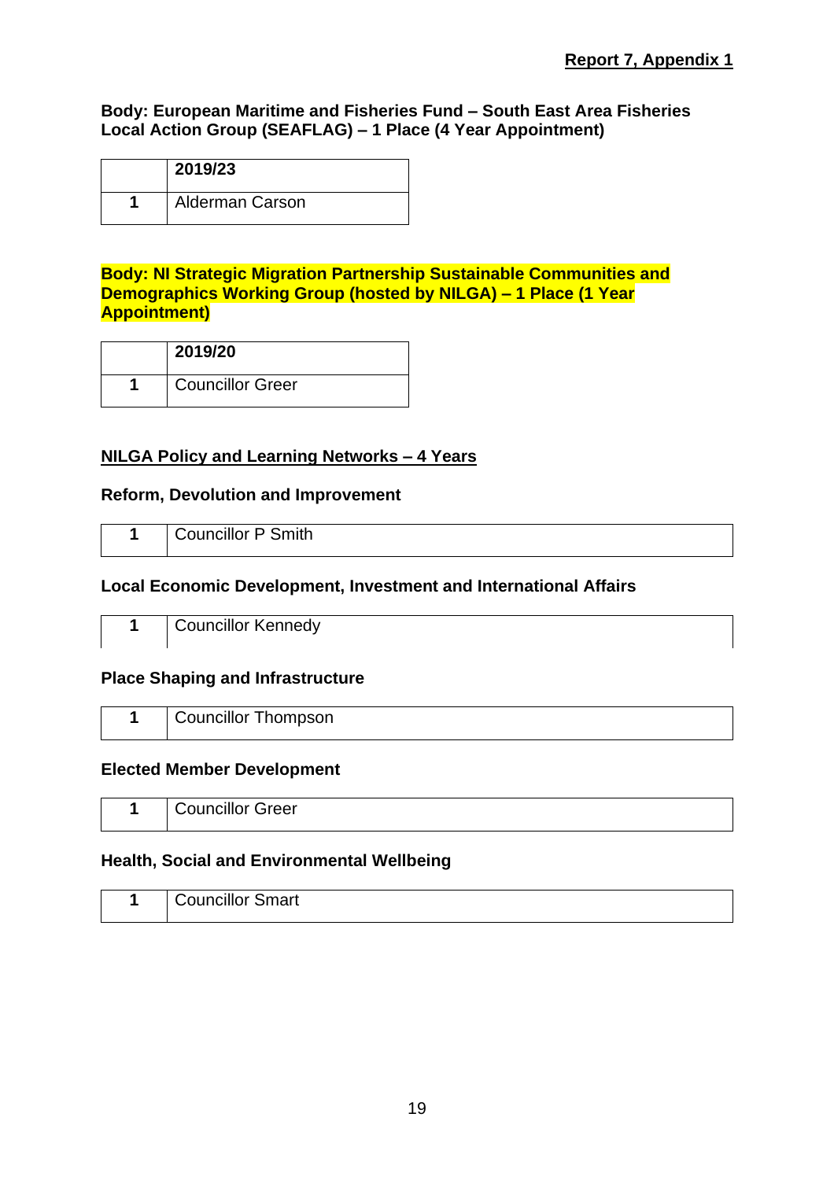**Report 7, Appendix 1**

**Body: European Maritime and Fisheries Fund – South East Area Fisheries Local Action Group (SEAFLAG) – 1 Place (4 Year Appointment)**

| | 2019/23 |
|---|---|
| 1 | Alderman Carson |

**Body: NI Strategic Migration Partnership Sustainable Communities and Demographics Working Group (hosted by NILGA) – 1 Place (1 Year Appointment)**

| | 2019/20 |
|---|---|
| 1 | Councillor Greer |

**NILGA Policy and Learning Networks – 4 Years**

**Reform, Devolution and Improvement**

| | |
|---|---|
| 1 | Councillor P Smith |

**Local Economic Development, Investment and International Affairs**

| | |
|---|---|
| 1 | Councillor Kennedy |

**Place Shaping and Infrastructure**

| | |
|---|---|
| 1 | Councillor Thompson |

**Elected Member Development**

| | |
|---|---|
| 1 | Councillor Greer |

**Health, Social and Environmental Wellbeing**

| | |
|---|---|
| 1 | Councillor Smart |